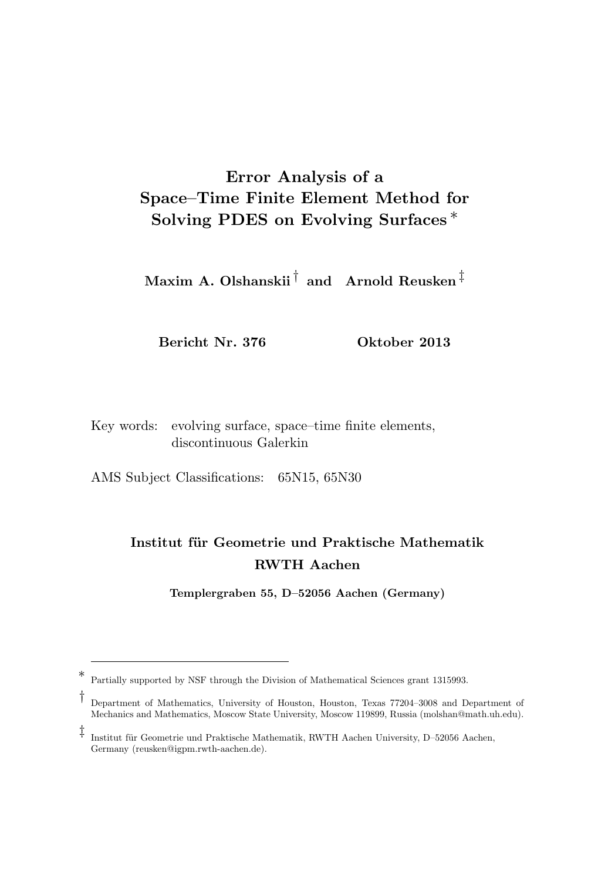# Error Analysis of a Space–Time Finite Element Method for Solving PDES on Evolving Surfaces *

**Maxim A. Olshanskii** † **and Arnold Reusken** ‡

**Bericht Nr. 376** **Oktober 2013**

Key words: evolving surface, space–time finite elements, discontinuous Galerkin

AMS Subject Classifications: 65N15, 65N30

**Institut für Geometrie und Praktische Mathematik**
**RWTH Aachen**

**Templergraben 55, D–52056 Aachen (Germany)**

---

* Partially supported by NSF through the Division of Mathematical Sciences grant 1315993.

† Department of Mathematics, University of Houston, Houston, Texas 77204–3008 and Department of Mechanics and Mathematics, Moscow State University, Moscow 119899, Russia (molshan@math.uh.edu).

‡ Institut für Geometrie und Praktische Mathematik, RWTH Aachen University, D–52056 Aachen, Germany (reusken@igpm.rwth-aachen.de).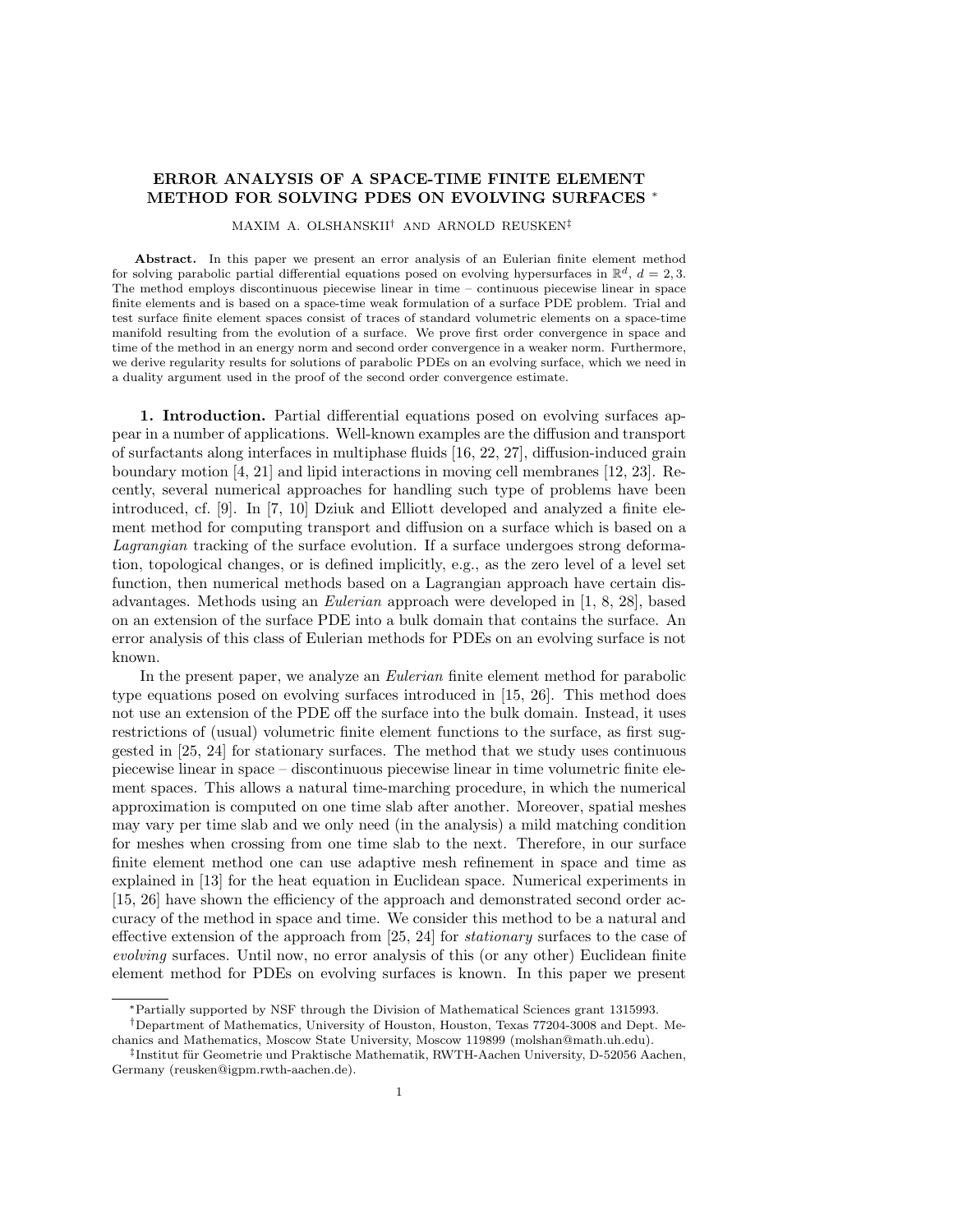# ERROR ANALYSIS OF A SPACE-TIME FINITE ELEMENT METHOD FOR SOLVING PDES ON EVOLVING SURFACES *

MAXIM A. OLSHANSKII† AND ARNOLD REUSKEN‡

**Abstract.** In this paper we present an error analysis of an Eulerian finite element method for solving parabolic partial differential equations posed on evolving hypersurfaces in $\mathbb{R}^d$, $d = 2, 3$. The method employs discontinuous piecewise linear in time – continuous piecewise linear in space finite elements and is based on a space-time weak formulation of a surface PDE problem. Trial and test surface finite element spaces consist of traces of standard volumetric elements on a space-time manifold resulting from the evolution of a surface. We prove first order convergence in space and time of the method in an energy norm and second order convergence in a weaker norm. Furthermore, we derive regularity results for solutions of parabolic PDEs on an evolving surface, which we need in a duality argument used in the proof of the second order convergence estimate.

**1. Introduction.** Partial differential equations posed on evolving surfaces appear in a number of applications. Well-known examples are the diffusion and transport of surfactants along interfaces in multiphase fluids [16, 22, 27], diffusion-induced grain boundary motion [4, 21] and lipid interactions in moving cell membranes [12, 23]. Recently, several numerical approaches for handling such type of problems have been introduced, cf. [9]. In [7, 10] Dziuk and Elliott developed and analyzed a finite element method for computing transport and diffusion on a surface which is based on a *Lagrangian* tracking of the surface evolution. If a surface undergoes strong deformation, topological changes, or is defined implicitly, e.g., as the zero level of a level set function, then numerical methods based on a Lagrangian approach have certain disadvantages. Methods using an *Eulerian* approach were developed in [1, 8, 28], based on an extension of the surface PDE into a bulk domain that contains the surface. An error analysis of this class of Eulerian methods for PDEs on an evolving surface is not known.

In the present paper, we analyze an *Eulerian* finite element method for parabolic type equations posed on evolving surfaces introduced in [15, 26]. This method does not use an extension of the PDE off the surface into the bulk domain. Instead, it uses restrictions of (usual) volumetric finite element functions to the surface, as first suggested in [25, 24] for stationary surfaces. The method that we study uses continuous piecewise linear in space – discontinuous piecewise linear in time volumetric finite element spaces. This allows a natural time-marching procedure, in which the numerical approximation is computed on one time slab after another. Moreover, spatial meshes may vary per time slab and we only need (in the analysis) a mild matching condition for meshes when crossing from one time slab to the next. Therefore, in our surface finite element method one can use adaptive mesh refinement in space and time as explained in [13] for the heat equation in Euclidean space. Numerical experiments in [15, 26] have shown the efficiency of the approach and demonstrated second order accuracy of the method in space and time. We consider this method to be a natural and effective extension of the approach from [25, 24] for *stationary* surfaces to the case of *evolving* surfaces. Until now, no error analysis of this (or any other) Euclidean finite element method for PDEs on evolving surfaces is known. In this paper we present

*Partially supported by NSF through the Division of Mathematical Sciences grant 1315993.

†Department of Mathematics, University of Houston, Houston, Texas 77204-3008 and Dept. Mechanics and Mathematics, Moscow State University, Moscow 119899 (molshan@math.uh.edu).

‡Institut für Geometrie und Praktische Mathematik, RWTH-Aachen University, D-52056 Aachen, Germany (reusken@igpm.rwth-aachen.de).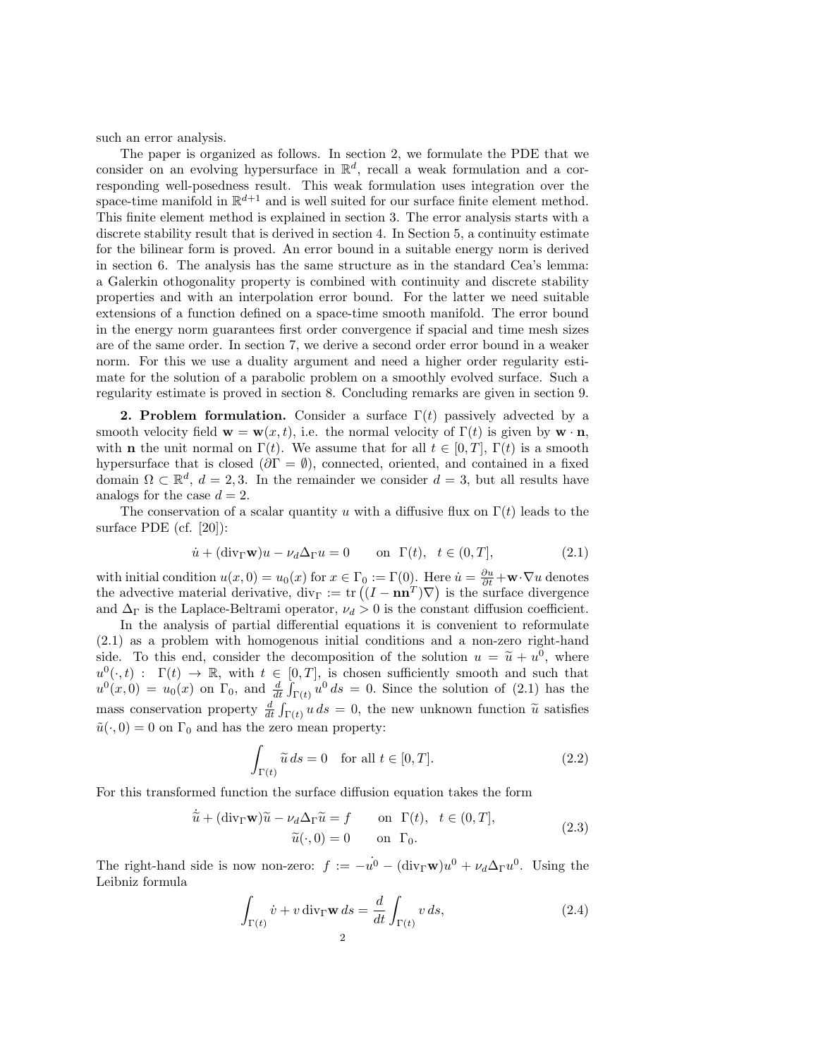such an error analysis.

The paper is organized as follows. In section 2, we formulate the PDE that we consider on an evolving hypersurface in $\mathbb{R}^d$, recall a weak formulation and a corresponding well-posedness result. This weak formulation uses integration over the space-time manifold in $\mathbb{R}^{d+1}$ and is well suited for our surface finite element method. This finite element method is explained in section 3. The error analysis starts with a discrete stability result that is derived in section 4. In Section 5, a continuity estimate for the bilinear form is proved. An error bound in a suitable energy norm is derived in section 6. The analysis has the same structure as in the standard Cea's lemma: a Galerkin othogonality property is combined with continuity and discrete stability properties and with an interpolation error bound. For the latter we need suitable extensions of a function defined on a space-time smooth manifold. The error bound in the energy norm guarantees first order convergence if spacial and time mesh sizes are of the same order. In section 7, we derive a second order error bound in a weaker norm. For this we use a duality argument and need a higher order regularity estimate for the solution of a parabolic problem on a smoothly evolved surface. Such a regularity estimate is proved in section 8. Concluding remarks are given in section 9.

**2. Problem formulation.** Consider a surface $\Gamma(t)$ passively advected by a smooth velocity field $\mathbf{w} = \mathbf{w}(x,t)$, i.e. the normal velocity of $\Gamma(t)$ is given by $\mathbf{w}\cdot\mathbf{n}$, with $\mathbf{n}$ the unit normal on $\Gamma(t)$. We assume that for all $t \in [0,T]$, $\Gamma(t)$ is a smooth hypersurface that is closed ($\partial\Gamma = \emptyset$), connected, oriented, and contained in a fixed domain $\Omega \subset \mathbb{R}^d$, $d = 2,3$. In the remainder we consider $d = 3$, but all results have analogs for the case $d = 2$.

The conservation of a scalar quantity $u$ with a diffusive flux on $\Gamma(t)$ leads to the surface PDE (cf. [20]):

$$\dot{u} + (\mathrm{div}_\Gamma \mathbf{w})u - \nu_d \Delta_\Gamma u = 0 \qquad \text{on} \ \ \Gamma(t), \ \ t \in (0,T], \tag{2.1}$$

with initial condition $u(x,0) = u_0(x)$ for $x \in \Gamma_0 := \Gamma(0)$. Here $\dot{u} = \frac{\partial u}{\partial t} + \mathbf{w}\cdot\nabla u$ denotes the advective material derivative, $\mathrm{div}_\Gamma := \mathrm{tr}\left((I - \mathbf{n}\mathbf{n}^T)\nabla\right)$ is the surface divergence and $\Delta_\Gamma$ is the Laplace-Beltrami operator, $\nu_d > 0$ is the constant diffusion coefficient.

In the analysis of partial differential equations it is convenient to reformulate (2.1) as a problem with homogenous initial conditions and a non-zero right-hand side. To this end, consider the decomposition of the solution $u = \widetilde{u} + u^0$, where $u^0(\cdot,t) : \ \Gamma(t) \to \mathbb{R}$, with $t \in [0,T]$, is chosen sufficiently smooth and such that $u^0(x,0) = u_0(x)$ on $\Gamma_0$, and $\frac{d}{dt}\int_{\Gamma(t)} u^0 \, ds = 0$. Since the solution of (2.1) has the mass conservation property $\frac{d}{dt}\int_{\Gamma(t)} u \, ds = 0$, the new unknown function $\widetilde{u}$ satisfies $\tilde{u}(\cdot,0) = 0$ on $\Gamma_0$ and has the zero mean property:

$$\int_{\Gamma(t)} \widetilde{u} \, ds = 0 \quad \text{for all } t \in [0,T]. \tag{2.2}$$

For this transformed function the surface diffusion equation takes the form

$$\begin{aligned} \dot{\widetilde{u}} + (\mathrm{div}_\Gamma \mathbf{w})\widetilde{u} - \nu_d \Delta_\Gamma \widetilde{u} &= f \qquad \text{on} \ \ \Gamma(t), \ \ t \in (0,T], \\ \widetilde{u}(\cdot,0) &= 0 \qquad \text{on} \ \ \Gamma_0. \end{aligned} \tag{2.3}$$

The right-hand side is now non-zero: $f := -\dot{u^0} - (\mathrm{div}_\Gamma \mathbf{w})u^0 + \nu_d \Delta_\Gamma u^0$. Using the Leibniz formula

$$\int_{\Gamma(t)} \dot{v} + v \, \mathrm{div}_\Gamma \mathbf{w} \, ds = \frac{d}{dt}\int_{\Gamma(t)} v \, ds, \tag{2.4}$$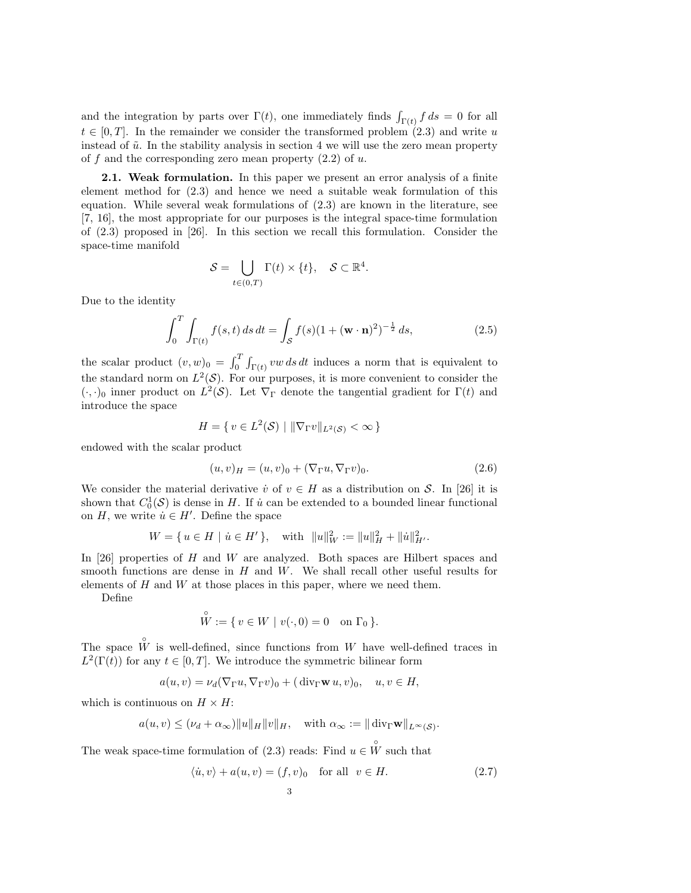and the integration by parts over $\Gamma(t)$, one immediately finds $\int_{\Gamma(t)} f\,ds = 0$ for all $t \in [0,T]$. In the remainder we consider the transformed problem (2.3) and write $u$ instead of $\tilde{u}$. In the stability analysis in section 4 we will use the zero mean property of $f$ and the corresponding zero mean property (2.2) of $u$.

**2.1. Weak formulation.** In this paper we present an error analysis of a finite element method for (2.3) and hence we need a suitable weak formulation of this equation. While several weak formulations of (2.3) are known in the literature, see [7, 16], the most appropriate for our purposes is the integral space-time formulation of (2.3) proposed in [26]. In this section we recall this formulation. Consider the space-time manifold

$$\mathcal{S} = \bigcup_{t\in(0,T)} \Gamma(t) \times \{t\}, \quad \mathcal{S} \subset \mathbb{R}^4.$$

Due to the identity

$$\int_0^T \int_{\Gamma(t)} f(s,t)\,ds\,dt = \int_{\mathcal{S}} f(s)(1 + (\mathbf{w}\cdot\mathbf{n})^2)^{-\frac{1}{2}}\,ds, \tag{2.5}$$

the scalar product $(v,w)_0 = \int_0^T \int_{\Gamma(t)} vw\,ds\,dt$ induces a norm that is equivalent to the standard norm on $L^2(\mathcal{S})$. For our purposes, it is more convenient to consider the $(\cdot,\cdot)_0$ inner product on $L^2(\mathcal{S})$. Let $\nabla_\Gamma$ denote the tangential gradient for $\Gamma(t)$ and introduce the space

$$H = \{\, v \in L^2(\mathcal{S}) \mid \|\nabla_\Gamma v\|_{L^2(\mathcal{S})} < \infty \,\}$$

endowed with the scalar product

$$(u,v)_H = (u,v)_0 + (\nabla_\Gamma u, \nabla_\Gamma v)_0. \tag{2.6}$$

We consider the material derivative $\dot{v}$ of $v \in H$ as a distribution on $\mathcal{S}$. In [26] it is shown that $C_0^1(\mathcal{S})$ is dense in $H$. If $\dot{u}$ can be extended to a bounded linear functional on $H$, we write $\dot{u} \in H'$. Define the space

$$W = \{\, u \in H \mid \dot{u} \in H' \,\}, \quad \text{with} \;\; \|u\|_W^2 := \|u\|_H^2 + \|\dot{u}\|_{H'}^2.$$

In [26] properties of $H$ and $W$ are analyzed. Both spaces are Hilbert spaces and smooth functions are dense in $H$ and $W$. We shall recall other useful results for elements of $H$ and $W$ at those places in this paper, where we need them.

Define

$$\overset{\circ}{W} := \{\, v \in W \mid v(\cdot,0) = 0 \quad \text{on } \Gamma_0 \,\}.$$

The space $\overset{\circ}{W}$ is well-defined, since functions from $W$ have well-defined traces in $L^2(\Gamma(t))$ for any $t \in [0,T]$. We introduce the symmetric bilinear form

$$a(u,v) = \nu_d(\nabla_\Gamma u, \nabla_\Gamma v)_0 + (\,\mathrm{div}_\Gamma \mathbf{w}\, u, v)_0, \quad u,v \in H,$$

which is continuous on $H \times H$:

$$a(u,v) \le (\nu_d + \alpha_\infty)\|u\|_H \|v\|_H, \quad \text{with } \alpha_\infty := \|\,\mathrm{div}_\Gamma \mathbf{w}\|_{L^\infty(\mathcal{S})}.$$

The weak space-time formulation of (2.3) reads: Find $u \in \overset{\circ}{W}$ such that

$$\langle \dot{u}, v\rangle + a(u,v) = (f,v)_0 \quad \text{for all } \; v \in H. \tag{2.7}$$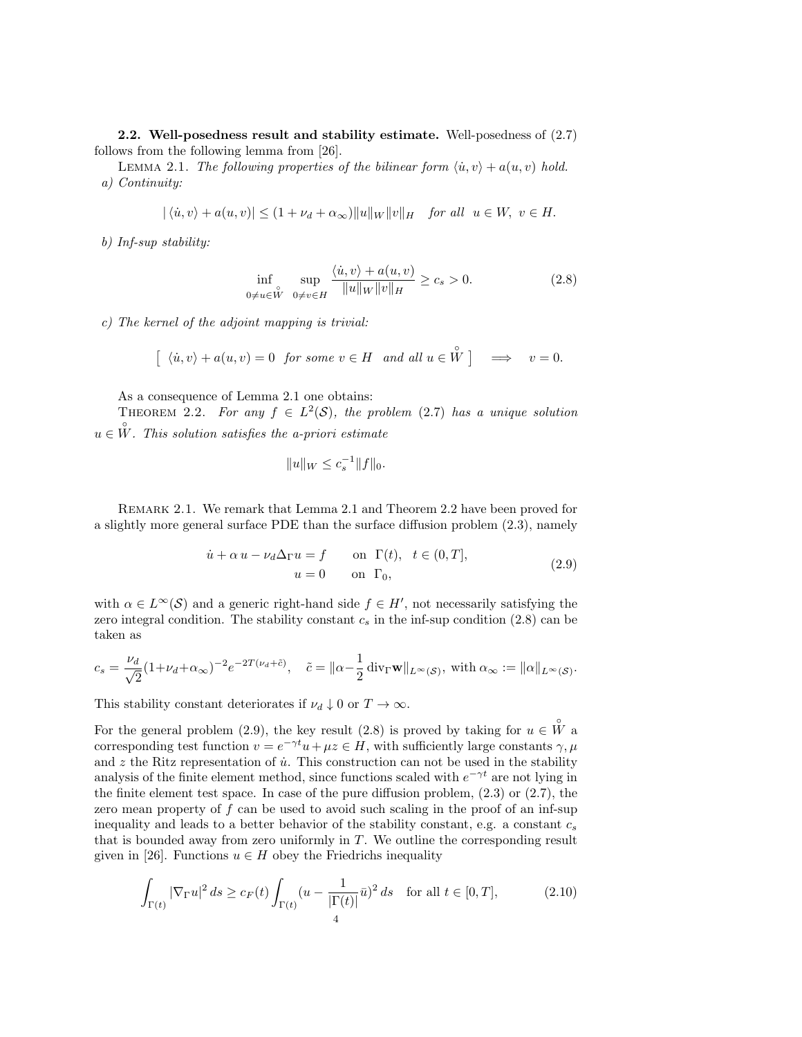**2.2. Well-posedness result and stability estimate.** Well-posedness of (2.7) follows from the following lemma from [26].

LEMMA 2.1. *The following properties of the bilinear form $\langle \dot{u}, v\rangle + a(u,v)$ hold.*

*a) Continuity:*

$$|\langle \dot{u}, v\rangle + a(u,v)| \le (1+\nu_d+\alpha_\infty)\|u\|_W \|v\|_H \quad \text{for all} \quad u \in W,\ v \in H.$$

*b) Inf-sup stability:*

$$\inf_{0\neq u \in \overset{\circ}{W}} \sup_{0 \neq v \in H} \frac{\langle \dot{u}, v\rangle + a(u,v)}{\|u\|_W \|v\|_H} \ge c_s > 0. \tag{2.8}$$

*c) The kernel of the adjoint mapping is trivial:*

$$\Big[\ \langle \dot{u}, v\rangle + a(u,v) = 0 \ \text{ for some } v \in H \ \text{ and all } u \in \overset{\circ}{W}\ \Big] \quad \Longrightarrow \quad v = 0.$$

As a consequence of Lemma 2.1 one obtains:

THEOREM 2.2. *For any $f \in L^2(\mathcal{S})$, the problem (2.7) has a unique solution $u \in \overset{\circ}{W}$. This solution satisfies the a-priori estimate*

$$\|u\|_W \le c_s^{-1}\|f\|_0.$$

REMARK 2.1. We remark that Lemma 2.1 and Theorem 2.2 have been proved for a slightly more general surface PDE than the surface diffusion problem (2.3), namely

$$\begin{aligned} \dot{u} + \alpha\, u - \nu_d \Delta_\Gamma u &= f \qquad \text{on } \ \Gamma(t), \quad t \in (0,T], \\ u &= 0 \qquad \text{on } \ \Gamma_0, \end{aligned} \tag{2.9}$$

with $\alpha \in L^\infty(\mathcal{S})$ and a generic right-hand side $f \in H'$, not necessarily satisfying the zero integral condition. The stability constant $c_s$ in the inf-sup condition (2.8) can be taken as

$$c_s = \frac{\nu_d}{\sqrt{2}}(1+\nu_d+\alpha_\infty)^{-2}e^{-2T(\nu_d+\tilde{c})}, \quad \tilde{c} = \|\alpha - \frac{1}{2}\operatorname{div}_\Gamma \mathbf{w}\|_{L^\infty(\mathcal{S})}, \text{ with } \alpha_\infty := \|\alpha\|_{L^\infty(\mathcal{S})}.$$

This stability constant deteriorates if $\nu_d \downarrow 0$ or $T \to \infty$.

For the general problem (2.9), the key result (2.8) is proved by taking for $u \in \overset{\circ}{W}$ a corresponding test function $v = e^{-\gamma t}u + \mu z \in H$, with sufficiently large constants $\gamma, \mu$ and $z$ the Ritz representation of $\dot{u}$. This construction can not be used in the stability analysis of the finite element method, since functions scaled with $e^{-\gamma t}$ are not lying in the finite element test space. In case of the pure diffusion problem, (2.3) or (2.7), the zero mean property of $f$ can be used to avoid such scaling in the proof of an inf-sup inequality and leads to a better behavior of the stability constant, e.g. a constant $c_s$ that is bounded away from zero uniformly in $T$. We outline the corresponding result given in [26]. Functions $u \in H$ obey the Friedrichs inequality

$$\int_{\Gamma(t)} |\nabla_\Gamma u|^2\, ds \ge c_F(t) \int_{\Gamma(t)} (u - \frac{1}{|\Gamma(t)|}\bar{u})^2\, ds \quad \text{for all } t \in [0,T], \tag{2.10}$$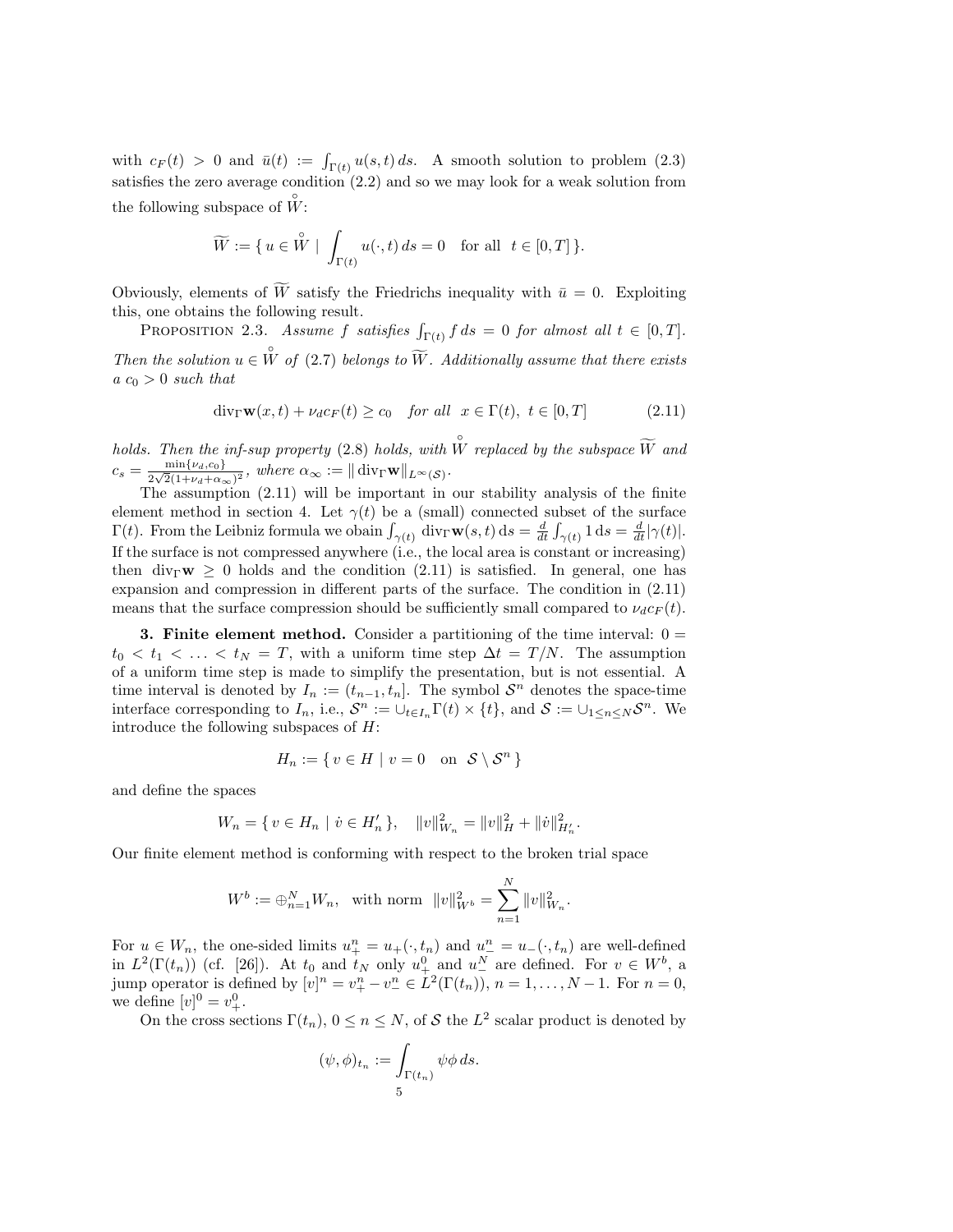with $c_F(t) > 0$ and $\bar{u}(t) := \int_{\Gamma(t)} u(s,t)\,ds$. A smooth solution to problem (2.3) satisfies the zero average condition (2.2) and so we may look for a weak solution from the following subspace of $\overset{\circ}{W}$:

$$\widetilde{W} := \{\, u \in \overset{\circ}{W} \mid \int_{\Gamma(t)} u(\cdot,t)\,ds = 0 \quad \text{for all} \quad t \in [0,T] \,\}.$$

Obviously, elements of $\widetilde{W}$ satisfy the Friedrichs inequality with $\bar{u} = 0$. Exploiting this, one obtains the following result.

Proposition 2.3. *Assume $f$ satisfies $\int_{\Gamma(t)} f\,ds = 0$ for almost all $t \in [0,T]$. Then the solution $u \in \overset{\circ}{W}$ of* (2.7) *belongs to $\widetilde{W}$. Additionally assume that there exists a $c_0 > 0$ such that*

$$\operatorname{div}_\Gamma \mathbf{w}(x,t) + \nu_d c_F(t) \geq c_0 \quad \textit{for all} \quad x \in \Gamma(t),\ t \in [0,T] \tag{2.11}$$

*holds. Then the inf-sup property* (2.8) *holds, with $\overset{\circ}{W}$ replaced by the subspace $\widetilde{W}$ and $c_s = \frac{\min\{\nu_d, c_0\}}{2\sqrt{2}(1+\nu_d+\alpha_\infty)^2}$, where $\alpha_\infty := \|\operatorname{div}_\Gamma \mathbf{w}\|_{L^\infty(\mathcal{S})}$.*

The assumption (2.11) will be important in our stability analysis of the finite element method in section 4. Let $\gamma(t)$ be a (small) connected subset of the surface $\Gamma(t)$. From the Leibniz formula we obain $\int_{\gamma(t)} \operatorname{div}_\Gamma \mathbf{w}(s,t)\,\mathrm{d}s = \frac{d}{dt}\int_{\gamma(t)} 1\,\mathrm{d}s = \frac{d}{dt}|\gamma(t)|$. If the surface is not compressed anywhere (i.e., the local area is constant or increasing) then $\operatorname{div}_\Gamma \mathbf{w} \geq 0$ holds and the condition (2.11) is satisfied. In general, one has expansion and compression in different parts of the surface. The condition in (2.11) means that the surface compression should be sufficiently small compared to $\nu_d c_F(t)$.

## 3. Finite element method.

Consider a partitioning of the time interval: $0 = t_0 < t_1 < \ldots < t_N = T$, with a uniform time step $\Delta t = T/N$. The assumption of a uniform time step is made to simplify the presentation, but is not essential. A time interval is denoted by $I_n := (t_{n-1}, t_n]$. The symbol $\mathcal{S}^n$ denotes the space-time interface corresponding to $I_n$, i.e., $\mathcal{S}^n := \cup_{t \in I_n} \Gamma(t) \times \{t\}$, and $\mathcal{S} := \cup_{1 \leq n \leq N} \mathcal{S}^n$. We introduce the following subspaces of $H$:

$$H_n := \{\, v \in H \mid v = 0 \quad \text{on} \quad \mathcal{S} \setminus \mathcal{S}^n \,\}$$

and define the spaces

$$W_n = \{\, v \in H_n \mid \dot{v} \in H_n' \,\}, \quad \|v\|_{W_n}^2 = \|v\|_H^2 + \|\dot{v}\|_{H_n'}^2.$$

Our finite element method is conforming with respect to the broken trial space

$$W^b := \oplus_{n=1}^N W_n, \quad \text{with norm} \quad \|v\|_{W^b}^2 = \sum_{n=1}^N \|v\|_{W_n}^2.$$

For $u \in W_n$, the one-sided limits $u_+^n = u_+(\cdot, t_n)$ and $u_-^n = u_-(\cdot, t_n)$ are well-defined in $L^2(\Gamma(t_n))$ (cf. [26]). At $t_0$ and $t_N$ only $u_+^0$ and $u_-^N$ are defined. For $v \in W^b$, a jump operator is defined by $[v]^n = v_+^n - v_-^n \in L^2(\Gamma(t_n))$, $n = 1, \ldots, N-1$. For $n = 0$, we define $[v]^0 = v_+^0$.

On the cross sections $\Gamma(t_n)$, $0 \leq n \leq N$, of $\mathcal{S}$ the $L^2$ scalar product is denoted by

$$(\psi, \phi)_{t_n} := \int_{\Gamma(t_n)} \psi\phi\,ds.$$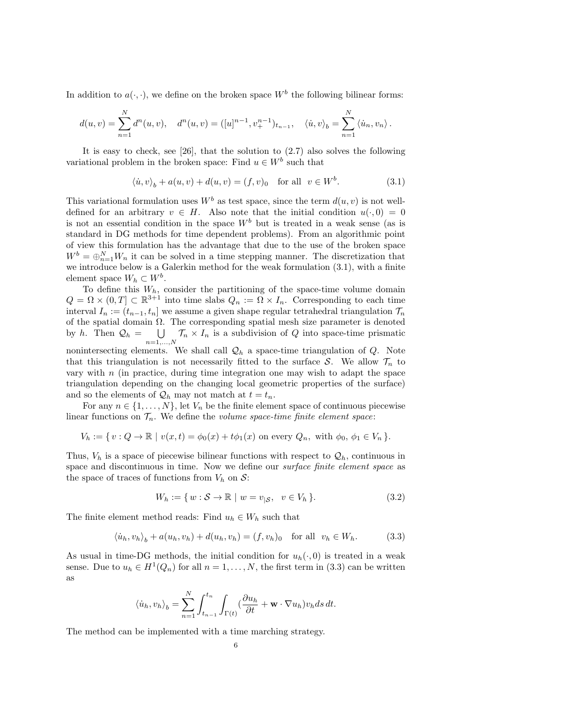In addition to $a(\cdot,\cdot)$, we define on the broken space $W^b$ the following bilinear forms:

$$d(u,v) = \sum_{n=1}^{N} d^n(u,v), \quad d^n(u,v) = ([u]^{n-1}, v_+^{n-1})_{t_{n-1}}, \quad \langle \dot{u}, v\rangle_b = \sum_{n=1}^{N} \langle \dot{u}_n, v_n\rangle .$$

It is easy to check, see [26], that the solution to (2.7) also solves the following variational problem in the broken space: Find $u \in W^b$ such that

$$\langle \dot{u}, v\rangle_b + a(u,v) + d(u,v) = (f,v)_0 \quad \text{for all} \quad v \in W^b. \tag{3.1}$$

This variational formulation uses $W^b$ as test space, since the term $d(u,v)$ is not well-defined for an arbitrary $v \in H$. Also note that the initial condition $u(\cdot,0) = 0$ is not an essential condition in the space $W^b$ but is treated in a weak sense (as is standard in DG methods for time dependent problems). From an algorithmic point of view this formulation has the advantage that due to the use of the broken space $W^b = \oplus_{n=1}^{N} W_n$ it can be solved in a time stepping manner. The discretization that we introduce below is a Galerkin method for the weak formulation (3.1), with a finite element space $W_h \subset W^b$.

To define this $W_h$, consider the partitioning of the space-time volume domain $Q = \Omega \times (0,T] \subset \mathbb{R}^{3+1}$ into time slabs $Q_n := \Omega \times I_n$. Corresponding to each time interval $I_n := (t_{n-1}, t_n]$ we assume a given shape regular tetrahedral triangulation $\mathcal{T}_n$ of the spatial domain $\Omega$. The corresponding spatial mesh size parameter is denoted by $h$. Then $\mathcal{Q}_h = \bigcup_{n=1,\dots,N} \mathcal{T}_n \times I_n$ is a subdivision of $Q$ into space-time prismatic nonintersecting elements. We shall call $\mathcal{Q}_h$ a space-time triangulation of $Q$. Note that this triangulation is not necessarily fitted to the surface $\mathcal{S}$. We allow $\mathcal{T}_n$ to vary with $n$ (in practice, during time integration one may wish to adapt the space triangulation depending on the changing local geometric properties of the surface) and so the elements of $\mathcal{Q}_h$ may not match at $t = t_n$.

For any $n \in \{1, \dots, N\}$, let $V_n$ be the finite element space of continuous piecewise linear functions on $\mathcal{T}_n$. We define the *volume space-time finite element space*:

$$V_h := \{\, v : Q \to \mathbb{R} \mid v(x,t) = \phi_0(x) + t\phi_1(x) \text{ on every } Q_n, \text{ with } \phi_0, \phi_1 \in V_n \,\}.$$

Thus, $V_h$ is a space of piecewise bilinear functions with respect to $\mathcal{Q}_h$, continuous in space and discontinuous in time. Now we define our *surface finite element space* as the space of traces of functions from $V_h$ on $\mathcal{S}$:

$$W_h := \{\, w : \mathcal{S} \to \mathbb{R} \mid w = v_{|\mathcal{S}}, \;\; v \in V_h \,\}. \tag{3.2}$$

The finite element method reads: Find $u_h \in W_h$ such that

$$\langle \dot{u}_h, v_h\rangle_b + a(u_h, v_h) + d(u_h, v_h) = (f, v_h)_0 \quad \text{for all} \quad v_h \in W_h. \tag{3.3}$$

As usual in time-DG methods, the initial condition for $u_h(\cdot,0)$ is treated in a weak sense. Due to $u_h \in H^1(Q_n)$ for all $n = 1, \dots, N$, the first term in (3.3) can be written as

$$\langle \dot{u}_h, v_h\rangle_b = \sum_{n=1}^{N} \int_{t_{n-1}}^{t_n} \int_{\Gamma(t)} \left(\frac{\partial u_h}{\partial t} + \mathbf{w} \cdot \nabla u_h\right) v_h \, ds \, dt.$$

The method can be implemented with a time marching strategy.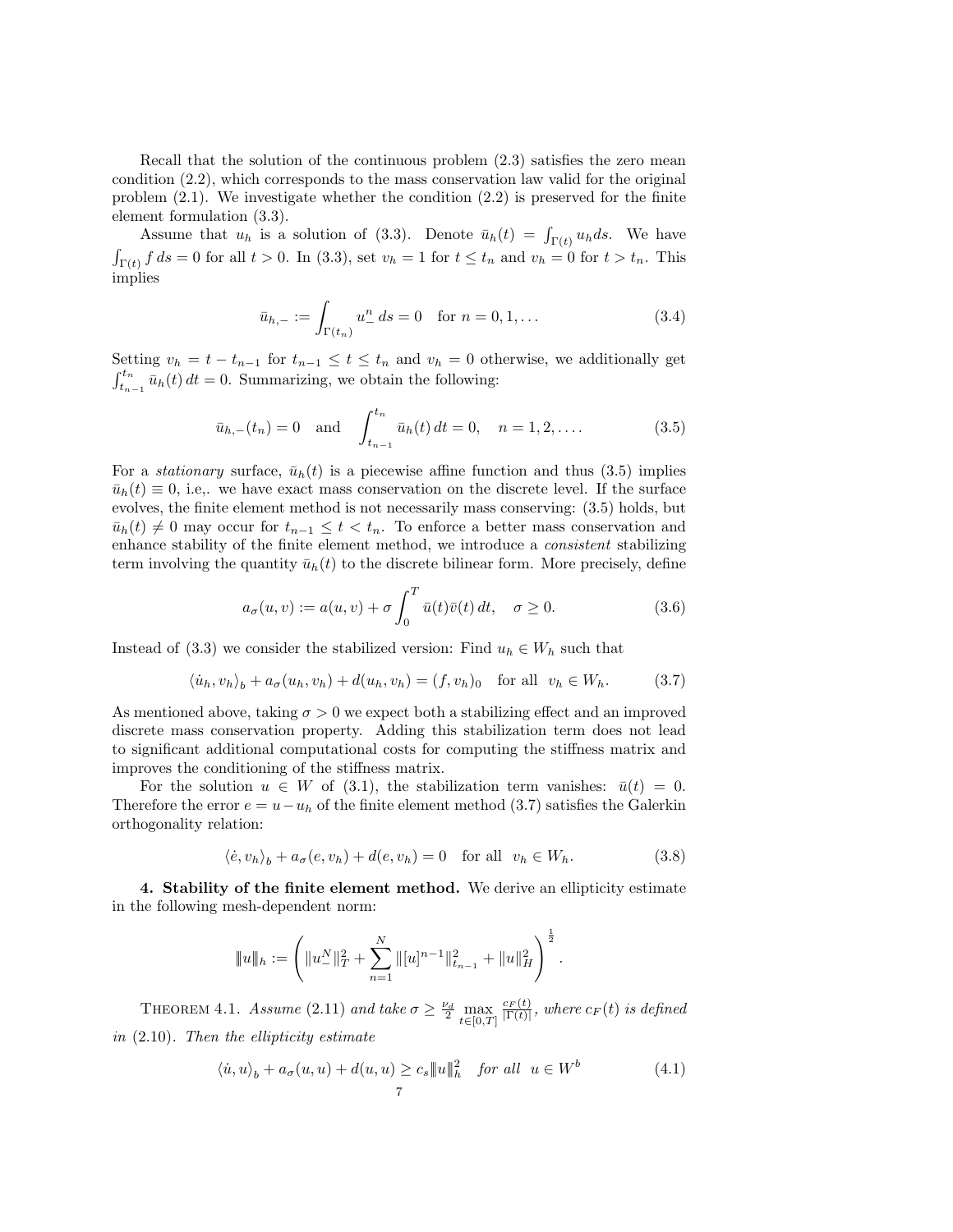Recall that the solution of the continuous problem (2.3) satisfies the zero mean condition (2.2), which corresponds to the mass conservation law valid for the original problem (2.1). We investigate whether the condition (2.2) is preserved for the finite element formulation (3.3).

Assume that $u_h$ is a solution of (3.3). Denote $\bar{u}_h(t) = \int_{\Gamma(t)} u_h ds$. We have $\int_{\Gamma(t)} f \, ds = 0$ for all $t > 0$. In (3.3), set $v_h = 1$ for $t \leq t_n$ and $v_h = 0$ for $t > t_n$. This implies

$$\bar{u}_{h,-} := \int_{\Gamma(t_n)} u_-^n \, ds = 0 \quad \text{for } n = 0, 1, \ldots \tag{3.4}$$

Setting $v_h = t - t_{n-1}$ for $t_{n-1} \leq t \leq t_n$ and $v_h = 0$ otherwise, we additionally get $\int_{t_{n-1}}^{t_n} \bar{u}_h(t) \, dt = 0$. Summarizing, we obtain the following:

$$\bar{u}_{h,-}(t_n) = 0 \quad \text{and} \quad \int_{t_{n-1}}^{t_n} \bar{u}_h(t) \, dt = 0, \quad n = 1, 2, \ldots. \tag{3.5}$$

For a *stationary* surface, $\bar{u}_h(t)$ is a piecewise affine function and thus (3.5) implies $\bar{u}_h(t) \equiv 0$, i.e,. we have exact mass conservation on the discrete level. If the surface evolves, the finite element method is not necessarily mass conserving: (3.5) holds, but $\bar{u}_h(t) \neq 0$ may occur for $t_{n-1} \leq t < t_n$. To enforce a better mass conservation and enhance stability of the finite element method, we introduce a *consistent* stabilizing term involving the quantity $\bar{u}_h(t)$ to the discrete bilinear form. More precisely, define

$$a_\sigma(u, v) := a(u, v) + \sigma \int_0^T \bar{u}(t) \bar{v}(t) \, dt, \quad \sigma \geq 0. \tag{3.6}$$

Instead of (3.3) we consider the stabilized version: Find $u_h \in W_h$ such that

$$\langle \dot{u}_h, v_h \rangle_b + a_\sigma(u_h, v_h) + d(u_h, v_h) = (f, v_h)_0 \quad \text{for all} \quad v_h \in W_h. \tag{3.7}$$

As mentioned above, taking $\sigma > 0$ we expect both a stabilizing effect and an improved discrete mass conservation property. Adding this stabilization term does not lead to significant additional computational costs for computing the stiffness matrix and improves the conditioning of the stiffness matrix.

For the solution $u \in W$ of (3.1), the stabilization term vanishes: $\bar{u}(t) = 0$. Therefore the error $e = u - u_h$ of the finite element method (3.7) satisfies the Galerkin orthogonality relation:

$$\langle \dot{e}, v_h \rangle_b + a_\sigma(e, v_h) + d(e, v_h) = 0 \quad \text{for all} \quad v_h \in W_h. \tag{3.8}$$

**4. Stability of the finite element method.** We derive an ellipticity estimate in the following mesh-dependent norm:

$$|||u|||_h := \left( \|u_-^N\|_T^2 + \sum_{n=1}^N \|[u]^{n-1}\|_{t_{n-1}}^2 + \|u\|_H^2 \right)^{\frac{1}{2}}.$$

THEOREM 4.1. *Assume (2.11) and take $\sigma \geq \frac{\nu_d}{2} \max_{t \in [0,T]} \frac{c_F(t)}{|\Gamma(t)|}$, where $c_F(t)$ is defined in (2.10). Then the ellipticity estimate*

$$\langle \dot{u}, u \rangle_b + a_\sigma(u, u) + d(u, u) \geq c_s |||u|||_h^2 \quad \textit{for all} \quad u \in W^b \tag{4.1}$$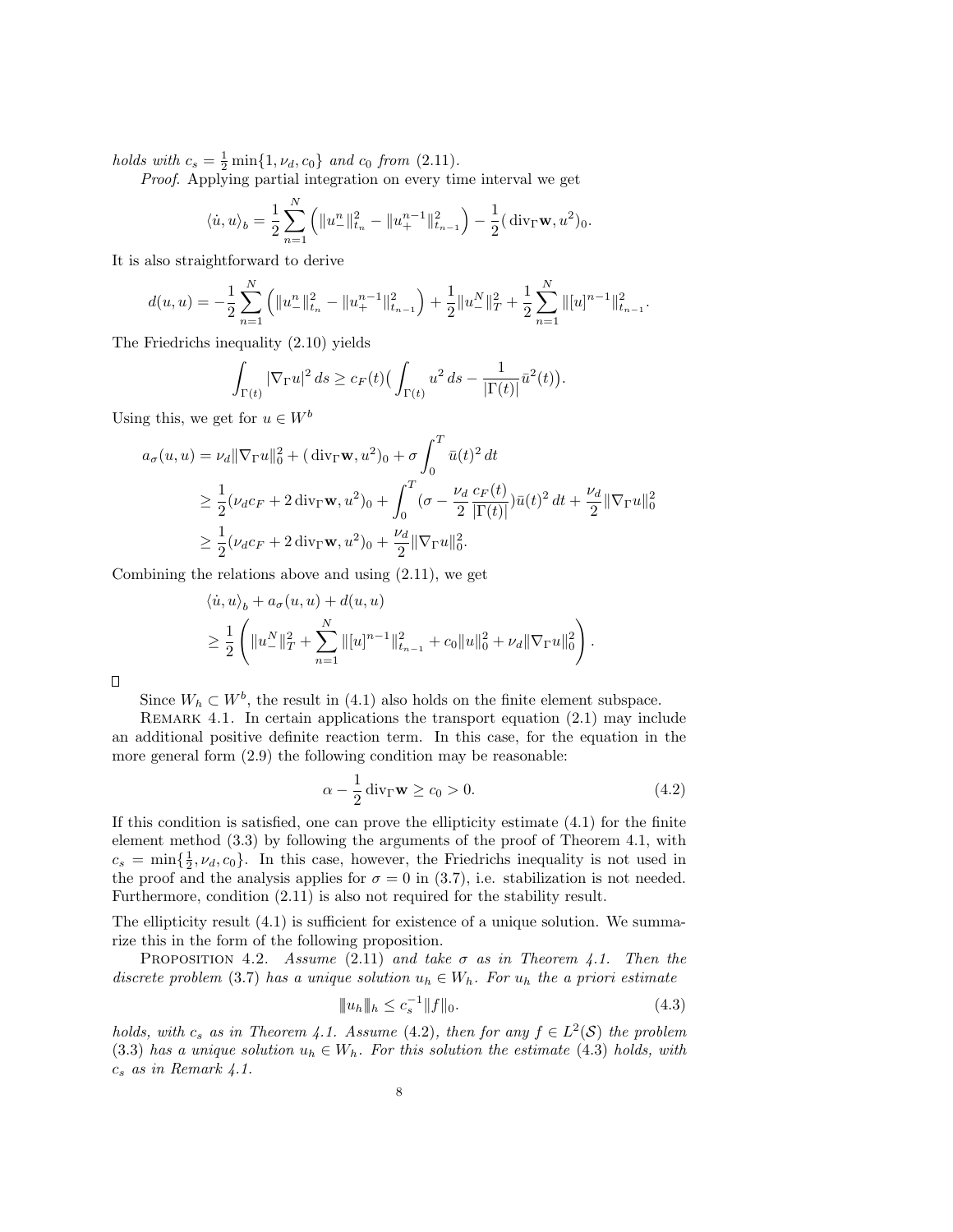*holds with* $c_s = \frac{1}{2}\min\{1, \nu_d, c_0\}$ *and* $c_0$ *from* (2.11).

*Proof.* Applying partial integration on every time interval we get

$$\langle \dot{u}, u \rangle_b = \frac{1}{2}\sum_{n=1}^{N}\left(\|u_-^n\|_{t_n}^2 - \|u_+^{n-1}\|_{t_{n-1}}^2\right) - \frac{1}{2}(\operatorname{div}_\Gamma \mathbf{w}, u^2)_0.$$

It is also straightforward to derive

$$d(u,u) = -\frac{1}{2}\sum_{n=1}^{N}\left(\|u_-^n\|_{t_n}^2 - \|u_+^{n-1}\|_{t_{n-1}}^2\right) + \frac{1}{2}\|u_-^N\|_T^2 + \frac{1}{2}\sum_{n=1}^{N}\|[u]^{n-1}\|_{t_{n-1}}^2.$$

The Friedrichs inequality (2.10) yields

$$\int_{\Gamma(t)} |\nabla_\Gamma u|^2 \, ds \geq c_F(t)\Big(\int_{\Gamma(t)} u^2 \, ds - \frac{1}{|\Gamma(t)|}\bar{u}^2(t)\Big).$$

Using this, we get for $u \in W^b$

$$\begin{aligned}
a_\sigma(u,u) &= \nu_d \|\nabla_\Gamma u\|_0^2 + (\operatorname{div}_\Gamma \mathbf{w}, u^2)_0 + \sigma \int_0^T \bar{u}(t)^2 \, dt \\
&\geq \frac{1}{2}(\nu_d c_F + 2\operatorname{div}_\Gamma \mathbf{w}, u^2)_0 + \int_0^T \Big(\sigma - \frac{\nu_d}{2}\frac{c_F(t)}{|\Gamma(t)|}\Big)\bar{u}(t)^2 \, dt + \frac{\nu_d}{2}\|\nabla_\Gamma u\|_0^2 \\
&\geq \frac{1}{2}(\nu_d c_F + 2\operatorname{div}_\Gamma \mathbf{w}, u^2)_0 + \frac{\nu_d}{2}\|\nabla_\Gamma u\|_0^2.
\end{aligned}$$

Combining the relations above and using (2.11), we get

$$\begin{aligned}
&\langle \dot{u}, u \rangle_b + a_\sigma(u,u) + d(u,u) \\
&\geq \frac{1}{2}\left(\|u_-^N\|_T^2 + \sum_{n=1}^{N}\|[u]^{n-1}\|_{t_{n-1}}^2 + c_0\|u\|_0^2 + \nu_d\|\nabla_\Gamma u\|_0^2\right).
\end{aligned}$$

∎

Since $W_h \subset W^b$, the result in (4.1) also holds on the finite element subspace.

Remark 4.1. In certain applications the transport equation (2.1) may include an additional positive definite reaction term. In this case, for the equation in the more general form (2.9) the following condition may be reasonable:

$$\alpha - \frac{1}{2}\operatorname{div}_\Gamma \mathbf{w} \geq c_0 > 0. \tag{4.2}$$

If this condition is satisfied, one can prove the ellipticity estimate (4.1) for the finite element method (3.3) by following the arguments of the proof of Theorem 4.1, with $c_s = \min\{\frac{1}{2}, \nu_d, c_0\}$. In this case, however, the Friedrichs inequality is not used in the proof and the analysis applies for $\sigma = 0$ in (3.7), i.e. stabilization is not needed. Furthermore, condition (2.11) is also not required for the stability result.

The ellipticity result (4.1) is sufficient for existence of a unique solution. We summarize this in the form of the following proposition.

Proposition 4.2. *Assume* (2.11) *and take* $\sigma$ *as in Theorem 4.1. Then the discrete problem* (3.7) *has a unique solution* $u_h \in W_h$. *For* $u_h$ *the a priori estimate*

$$\|u_h\|_h \leq c_s^{-1}\|f\|_0. \tag{4.3}$$

*holds, with* $c_s$ *as in Theorem 4.1. Assume* (4.2), *then for any* $f \in L^2(\mathcal{S})$ *the problem* (3.3) *has a unique solution* $u_h \in W_h$. *For this solution the estimate* (4.3) *holds, with* $c_s$ *as in Remark 4.1.*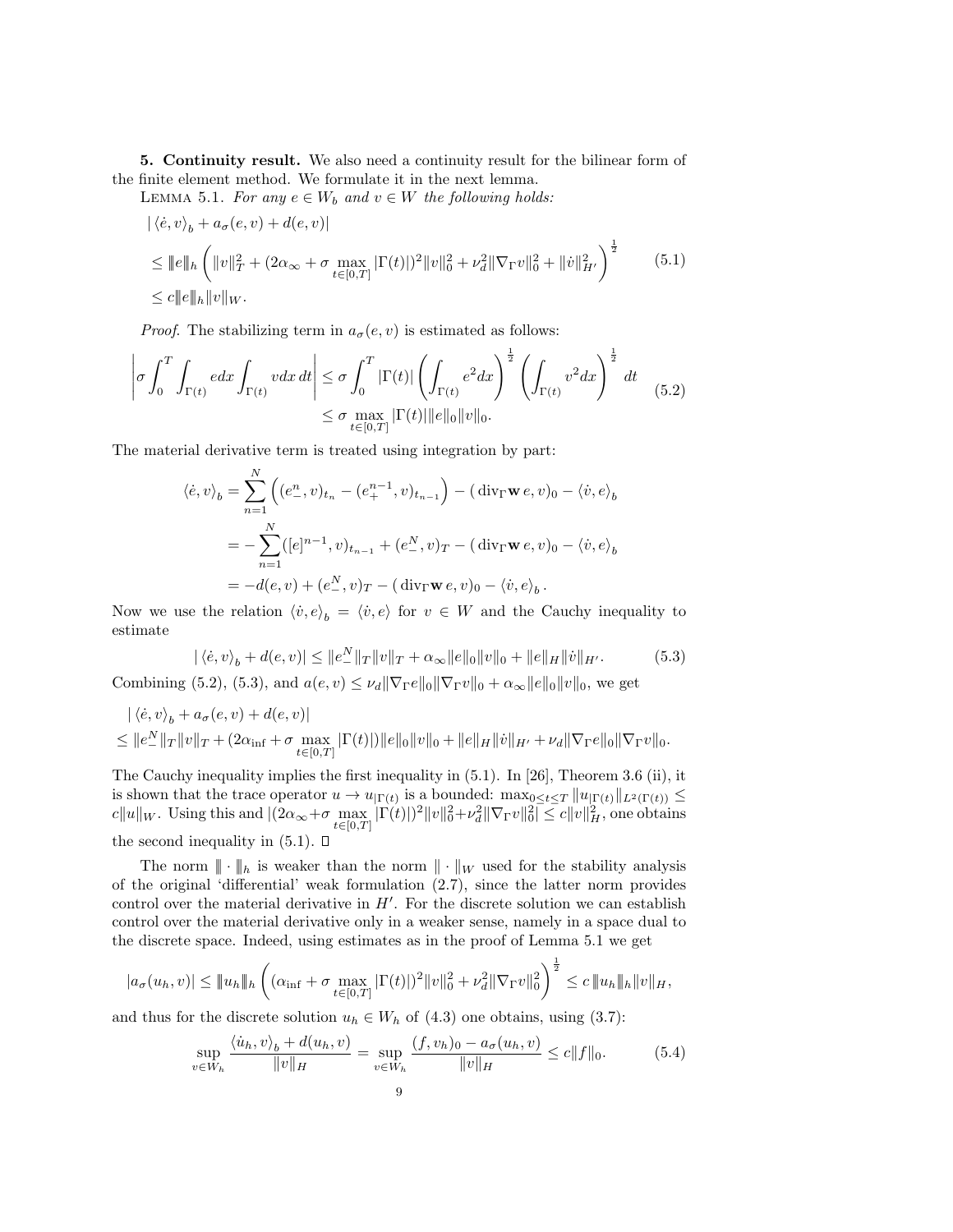**5. Continuity result.** We also need a continuity result for the bilinear form of the finite element method. We formulate it in the next lemma.

LEMMA 5.1. *For any $e \in W_b$ and $v \in W$ the following holds:*

$$
\begin{aligned}
&| \langle \dot{e}, v \rangle_b + a_\sigma(e, v) + d(e, v)| \\
&\leq \|e\|_h \left( \|v\|_T^2 + (2\alpha_\infty + \sigma \max_{t\in[0,T]} |\Gamma(t)|)^2 \|v\|_0^2 + \nu_d^2 \|\nabla_\Gamma v\|_0^2 + \|\dot{v}\|_{H'}^2 \right)^{\frac{1}{2}} \\
&\leq c \|e\|_h \|v\|_W.
\end{aligned} \tag{5.1}
$$

*Proof.* The stabilizing term in $a_\sigma(e, v)$ is estimated as follows:

$$
\begin{aligned}
\left| \sigma \int_0^T \int_{\Gamma(t)} e dx \int_{\Gamma(t)} v dx \, dt \right| &\leq \sigma \int_0^T |\Gamma(t)| \left( \int_{\Gamma(t)} e^2 dx \right)^{\frac{1}{2}} \left( \int_{\Gamma(t)} v^2 dx \right)^{\frac{1}{2}} dt \\
&\leq \sigma \max_{t\in[0,T]} |\Gamma(t)| \|e\|_0 \|v\|_0.
\end{aligned} \tag{5.2}
$$

The material derivative term is treated using integration by part:

$$
\begin{aligned}
\langle \dot{e}, v \rangle_b &= \sum_{n=1}^{N} \left( (e_-^n, v)_{t_n} - (e_+^{n-1}, v)_{t_{n-1}} \right) - (\operatorname{div}_\Gamma \mathbf{w}\, e, v)_0 - \langle \dot{v}, e \rangle_b \\
&= - \sum_{n=1}^{N} ([e]^{n-1}, v)_{t_{n-1}} + (e_-^N, v)_T - (\operatorname{div}_\Gamma \mathbf{w}\, e, v)_0 - \langle \dot{v}, e \rangle_b \\
&= -d(e, v) + (e_-^N, v)_T - (\operatorname{div}_\Gamma \mathbf{w}\, e, v)_0 - \langle \dot{v}, e \rangle_b \,.
\end{aligned}
$$

Now we use the relation $\langle \dot{v}, e \rangle_b = \langle \dot{v}, e \rangle$ for $v \in W$ and the Cauchy inequality to estimate

$$
| \langle \dot{e}, v \rangle_b + d(e, v)| \leq \|e_-^N\|_T \|v\|_T + \alpha_\infty \|e\|_0 \|v\|_0 + \|e\|_H \|\dot{v}\|_{H'}. \tag{5.3}
$$

Combining (5.2), (5.3), and $a(e, v) \leq \nu_d \|\nabla_\Gamma e\|_0 \|\nabla_\Gamma v\|_0 + \alpha_\infty \|e\|_0 \|v\|_0$, we get

$$
\begin{aligned}
&| \langle \dot{e}, v \rangle_b + a_\sigma(e, v) + d(e, v)| \\
&\leq \|e_-^N\|_T \|v\|_T + (2\alpha_{\inf} + \sigma \max_{t\in[0,T]} |\Gamma(t)|) \|e\|_0 \|v\|_0 + \|e\|_H \|\dot{v}\|_{H'} + \nu_d \|\nabla_\Gamma e\|_0 \|\nabla_\Gamma v\|_0.
\end{aligned}
$$

The Cauchy inequality implies the first inequality in (5.1). In [26], Theorem 3.6 (ii), it is shown that the trace operator $u \to u_{|\Gamma(t)}$ is a bounded: $\max_{0\leq t\leq T} \|u_{|\Gamma(t)}\|_{L^2(\Gamma(t))} \leq c\|u\|_W$. Using this and $|(2\alpha_\infty + \sigma \max_{t\in[0,T]} |\Gamma(t)|)^2 \|v\|_0^2 + \nu_d^2 \|\nabla_\Gamma v\|_0^2| \leq c\|v\|_H^2$, one obtains the second inequality in (5.1). $\square$

The norm $\|\cdot\|_h$ is weaker than the norm $\|\cdot\|_W$ used for the stability analysis of the original 'differential' weak formulation (2.7), since the latter norm provides control over the material derivative in $H'$. For the discrete solution we can establish control over the material derivative only in a weaker sense, namely in a space dual to the discrete space. Indeed, using estimates as in the proof of Lemma 5.1 we get

$$
|a_\sigma(u_h, v)| \leq \|u_h\|_h \left( (\alpha_{\inf} + \sigma \max_{t\in[0,T]} |\Gamma(t)|)^2 \|v\|_0^2 + \nu_d^2 \|\nabla_\Gamma v\|_0^2 \right)^{\frac{1}{2}} \leq c \|u_h\|_h \|v\|_H,
$$

and thus for the discrete solution $u_h \in W_h$ of (4.3) one obtains, using (3.7):

$$
\sup_{v\in W_h} \frac{\langle \dot{u}_h, v \rangle_b + d(u_h, v)}{\|v\|_H} = \sup_{v\in W_h} \frac{(f, v_h)_0 - a_\sigma(u_h, v)}{\|v\|_H} \leq c\|f\|_0. \tag{5.4}
$$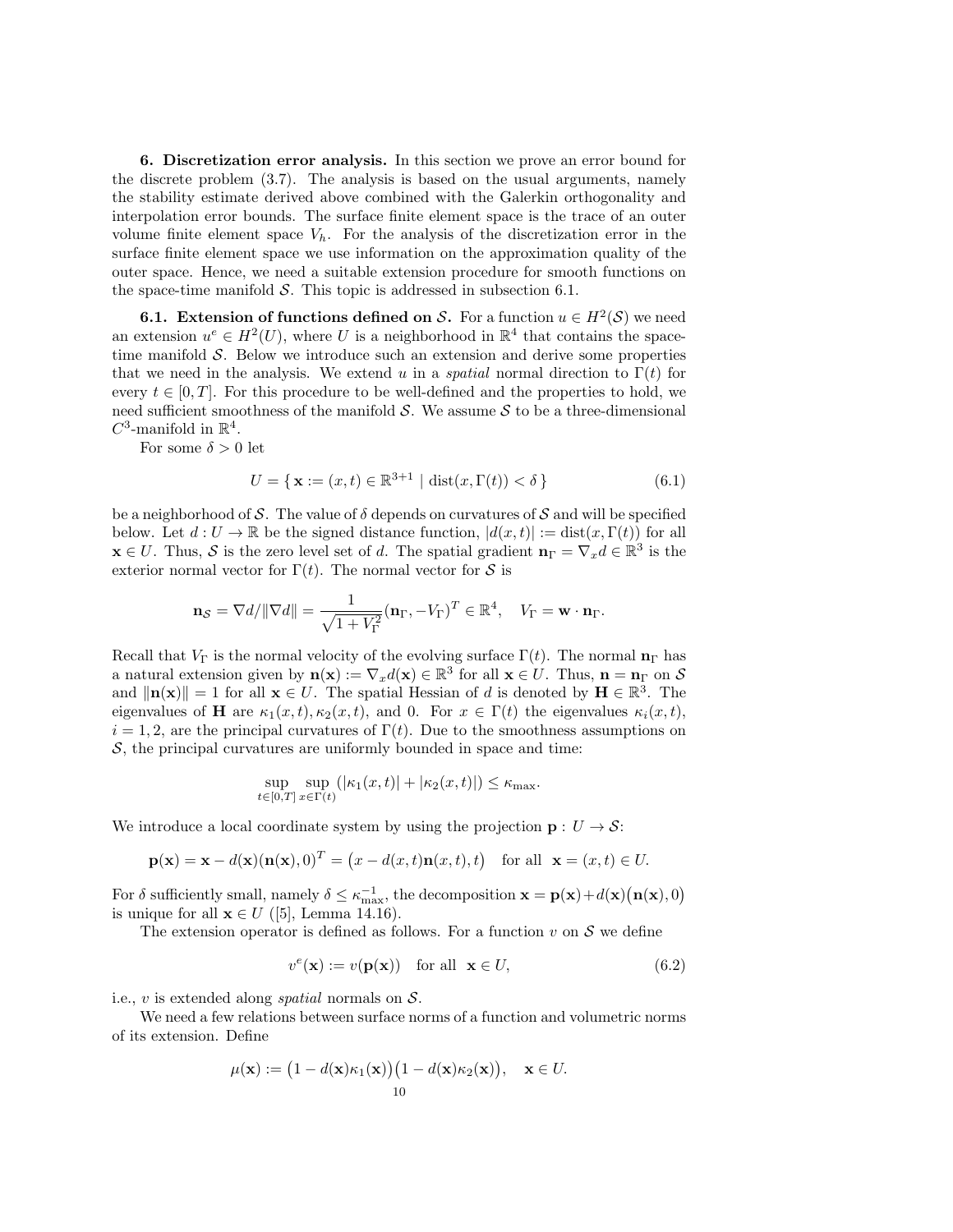**6. Discretization error analysis.** In this section we prove an error bound for the discrete problem (3.7). The analysis is based on the usual arguments, namely the stability estimate derived above combined with the Galerkin orthogonality and interpolation error bounds. The surface finite element space is the trace of an outer volume finite element space $V_h$. For the analysis of the discretization error in the surface finite element space we use information on the approximation quality of the outer space. Hence, we need a suitable extension procedure for smooth functions on the space-time manifold $\mathcal{S}$. This topic is addressed in subsection 6.1.

**6.1. Extension of functions defined on $\mathcal{S}$.** For a function $u \in H^2(\mathcal{S})$ we need an extension $u^e \in H^2(U)$, where $U$ is a neighborhood in $\mathbb{R}^4$ that contains the space-time manifold $\mathcal{S}$. Below we introduce such an extension and derive some properties that we need in the analysis. We extend $u$ in a *spatial* normal direction to $\Gamma(t)$ for every $t \in [0,T]$. For this procedure to be well-defined and the properties to hold, we need sufficient smoothness of the manifold $\mathcal{S}$. We assume $\mathcal{S}$ to be a three-dimensional $C^3$-manifold in $\mathbb{R}^4$.

For some $\delta > 0$ let

$$U = \{\, \mathbf{x} := (x,t) \in \mathbb{R}^{3+1} \mid \operatorname{dist}(x, \Gamma(t)) < \delta \,\} \tag{6.1}$$

be a neighborhood of $\mathcal{S}$. The value of $\delta$ depends on curvatures of $\mathcal{S}$ and will be specified below. Let $d : U \to \mathbb{R}$ be the signed distance function, $|d(x,t)| := \operatorname{dist}(x, \Gamma(t))$ for all $\mathbf{x} \in U$. Thus, $\mathcal{S}$ is the zero level set of $d$. The spatial gradient $\mathbf{n}_\Gamma = \nabla_x d \in \mathbb{R}^3$ is the exterior normal vector for $\Gamma(t)$. The normal vector for $\mathcal{S}$ is

$$\mathbf{n}_{\mathcal{S}} = \nabla d / \|\nabla d\| = \frac{1}{\sqrt{1+V_\Gamma^2}} (\mathbf{n}_\Gamma, -V_\Gamma)^T \in \mathbb{R}^4, \quad V_\Gamma = \mathbf{w} \cdot \mathbf{n}_\Gamma.$$

Recall that $V_\Gamma$ is the normal velocity of the evolving surface $\Gamma(t)$. The normal $\mathbf{n}_\Gamma$ has a natural extension given by $\mathbf{n}(\mathbf{x}) := \nabla_x d(\mathbf{x}) \in \mathbb{R}^3$ for all $\mathbf{x} \in U$. Thus, $\mathbf{n} = \mathbf{n}_\Gamma$ on $\mathcal{S}$ and $\|\mathbf{n}(\mathbf{x})\| = 1$ for all $\mathbf{x} \in U$. The spatial Hessian of $d$ is denoted by $\mathbf{H} \in \mathbb{R}^3$. The eigenvalues of $\mathbf{H}$ are $\kappa_1(x,t), \kappa_2(x,t)$, and $0$. For $x \in \Gamma(t)$ the eigenvalues $\kappa_i(x,t)$, $i = 1,2$, are the principal curvatures of $\Gamma(t)$. Due to the smoothness assumptions on $\mathcal{S}$, the principal curvatures are uniformly bounded in space and time:

$$\sup_{t\in[0,T]} \sup_{x\in\Gamma(t)} \left(|\kappa_1(x,t)| + |\kappa_2(x,t)|\right) \le \kappa_{\max}.$$

We introduce a local coordinate system by using the projection $\mathbf{p} : U \to \mathcal{S}$:

$$\mathbf{p}(\mathbf{x}) = \mathbf{x} - d(\mathbf{x})(\mathbf{n}(\mathbf{x}), 0)^T = \big(x - d(x,t)\mathbf{n}(x,t), t\big) \quad \text{for all } \mathbf{x} = (x,t) \in U.$$

For $\delta$ sufficiently small, namely $\delta \le \kappa_{\max}^{-1}$, the decomposition $\mathbf{x} = \mathbf{p}(\mathbf{x}) + d(\mathbf{x})\big(\mathbf{n}(\mathbf{x}), 0\big)$ is unique for all $\mathbf{x} \in U$ ([5], Lemma 14.16).

The extension operator is defined as follows. For a function $v$ on $\mathcal{S}$ we define

$$v^e(\mathbf{x}) := v(\mathbf{p}(\mathbf{x})) \quad \text{for all } \mathbf{x} \in U, \tag{6.2}$$

i.e., $v$ is extended along *spatial* normals on $\mathcal{S}$.

We need a few relations between surface norms of a function and volumetric norms of its extension. Define

$$\mu(\mathbf{x}) := \big(1 - d(\mathbf{x})\kappa_1(\mathbf{x})\big)\big(1 - d(\mathbf{x})\kappa_2(\mathbf{x})\big), \quad \mathbf{x} \in U.$$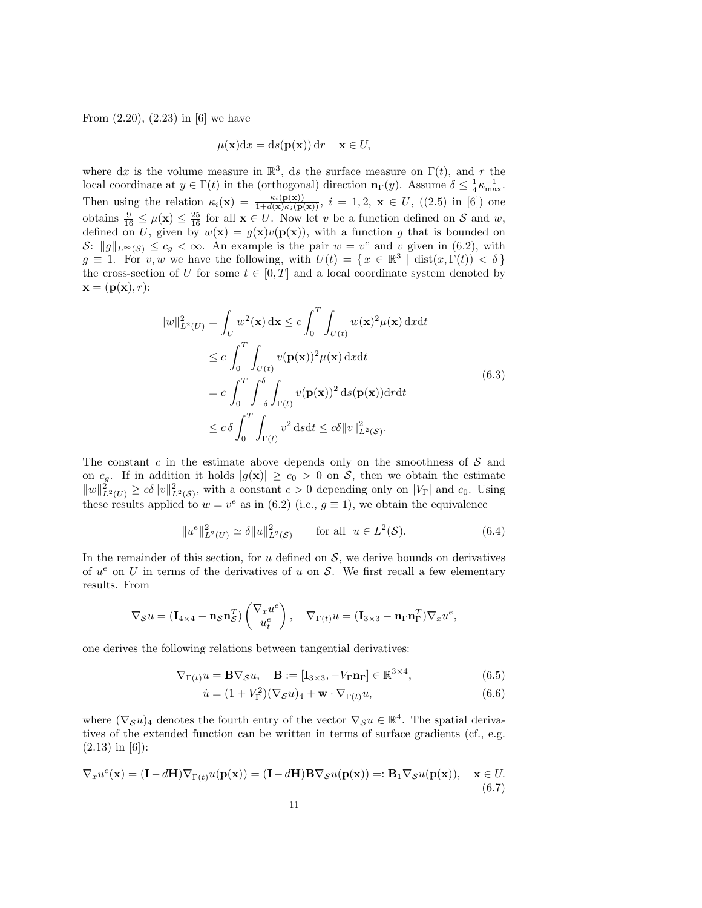From (2.20), (2.23) in [6] we have

$$\mu(\mathbf{x})\mathrm{d}x = \mathrm{d}s(\mathbf{p}(\mathbf{x}))\,\mathrm{d}r \quad \mathbf{x} \in U,$$

where $\mathrm{d}x$ is the volume measure in $\mathbb{R}^3$, $\mathrm{d}s$ the surface measure on $\Gamma(t)$, and $r$ the local coordinate at $y \in \Gamma(t)$ in the (orthogonal) direction $\mathbf{n}_\Gamma(y)$. Assume $\delta \leq \frac{1}{4}\kappa_{\max}^{-1}$. Then using the relation $\kappa_i(\mathbf{x}) = \frac{\kappa_i(\mathbf{p}(\mathbf{x}))}{1+d(\mathbf{x})\kappa_i(\mathbf{p}(\mathbf{x}))}$, $i = 1,2$, $\mathbf{x} \in U$, ((2.5) in [6]) one obtains $\frac{9}{16} \leq \mu(\mathbf{x}) \leq \frac{25}{16}$ for all $\mathbf{x} \in U$. Now let $v$ be a function defined on $\mathcal{S}$ and $w$, defined on $U$, given by $w(\mathbf{x}) = g(\mathbf{x})v(\mathbf{p}(\mathbf{x}))$, with a function $g$ that is bounded on $\mathcal{S}$: $\|g\|_{L^\infty(\mathcal{S})} \leq c_g < \infty$. An example is the pair $w = v^e$ and $v$ given in (6.2), with $g \equiv 1$. For $v, w$ we have the following, with $U(t) = \{\, x \in \mathbb{R}^3 \mid \mathrm{dist}(x, \Gamma(t)) < \delta \,\}$ the cross-section of $U$ for some $t \in [0,T]$ and a local coordinate system denoted by $\mathbf{x} = (\mathbf{p}(\mathbf{x}), r)$:

$$\begin{aligned}
\|w\|_{L^2(U)}^2 = \int_U w^2(\mathbf{x})\,\mathrm{d}\mathbf{x} &\leq c\int_0^T \int_{U(t)} w(\mathbf{x})^2 \mu(\mathbf{x})\,\mathrm{d}x\mathrm{d}t \\
&\leq c\int_0^T \int_{U(t)} v(\mathbf{p}(\mathbf{x}))^2 \mu(\mathbf{x})\,\mathrm{d}x\mathrm{d}t \\
&= c\int_0^T \int_{-\delta}^{\delta} \int_{\Gamma(t)} v(\mathbf{p}(\mathbf{x}))^2\,\mathrm{d}s(\mathbf{p}(\mathbf{x}))\mathrm{d}r\mathrm{d}t \\
&\leq c\,\delta \int_0^T \int_{\Gamma(t)} v^2\,\mathrm{d}s\mathrm{d}t \leq c\delta\|v\|_{L^2(\mathcal{S})}^2.
\end{aligned} \tag{6.3}$$

The constant $c$ in the estimate above depends only on the smoothness of $\mathcal{S}$ and on $c_g$. If in addition it holds $|g(\mathbf{x})| \geq c_0 > 0$ on $\mathcal{S}$, then we obtain the estimate $\|w\|_{L^2(U)}^2 \geq c\delta\|v\|_{L^2(\mathcal{S})}^2$, with a constant $c > 0$ depending only on $|V_\Gamma|$ and $c_0$. Using these results applied to $w = v^e$ as in (6.2) (i.e., $g \equiv 1$), we obtain the equivalence

$$\|u^e\|_{L^2(U)}^2 \simeq \delta\|u\|_{L^2(\mathcal{S})}^2 \qquad \text{for all } \ u \in L^2(\mathcal{S}). \tag{6.4}$$

In the remainder of this section, for $u$ defined on $\mathcal{S}$, we derive bounds on derivatives of $u^e$ on $U$ in terms of the derivatives of $u$ on $\mathcal{S}$. We first recall a few elementary results. From

$$\nabla_{\mathcal{S}} u = (\mathbf{I}_{4\times 4} - \mathbf{n}_{\mathcal{S}}\mathbf{n}_{\mathcal{S}}^T)\begin{pmatrix} \nabla_x u^e \\ u_t^e \end{pmatrix}, \quad \nabla_{\Gamma(t)} u = (\mathbf{I}_{3\times 3} - \mathbf{n}_\Gamma \mathbf{n}_\Gamma^T)\nabla_x u^e,$$

one derives the following relations between tangential derivatives:

$$\nabla_{\Gamma(t)} u = \mathbf{B}\nabla_{\mathcal{S}} u, \quad \mathbf{B} := [\mathbf{I}_{3\times 3}, -V_\Gamma \mathbf{n}_\Gamma] \in \mathbb{R}^{3\times 4}, \tag{6.5}$$

$$\dot{u} = (1 + V_\Gamma^2)(\nabla_{\mathcal{S}} u)_4 + \mathbf{w}\cdot\nabla_{\Gamma(t)} u, \tag{6.6}$$

where $(\nabla_{\mathcal{S}} u)_4$ denotes the fourth entry of the vector $\nabla_{\mathcal{S}} u \in \mathbb{R}^4$. The spatial derivatives of the extended function can be written in terms of surface gradients (cf., e.g. (2.13) in [6]):

$$\nabla_x u^e(\mathbf{x}) = (\mathbf{I} - d\mathbf{H})\nabla_{\Gamma(t)} u(\mathbf{p}(\mathbf{x})) = (\mathbf{I} - d\mathbf{H})\mathbf{B}\nabla_{\mathcal{S}} u(\mathbf{p}(\mathbf{x})) =: \mathbf{B}_1 \nabla_{\mathcal{S}} u(\mathbf{p}(\mathbf{x})), \quad \mathbf{x} \in U. \tag{6.7}$$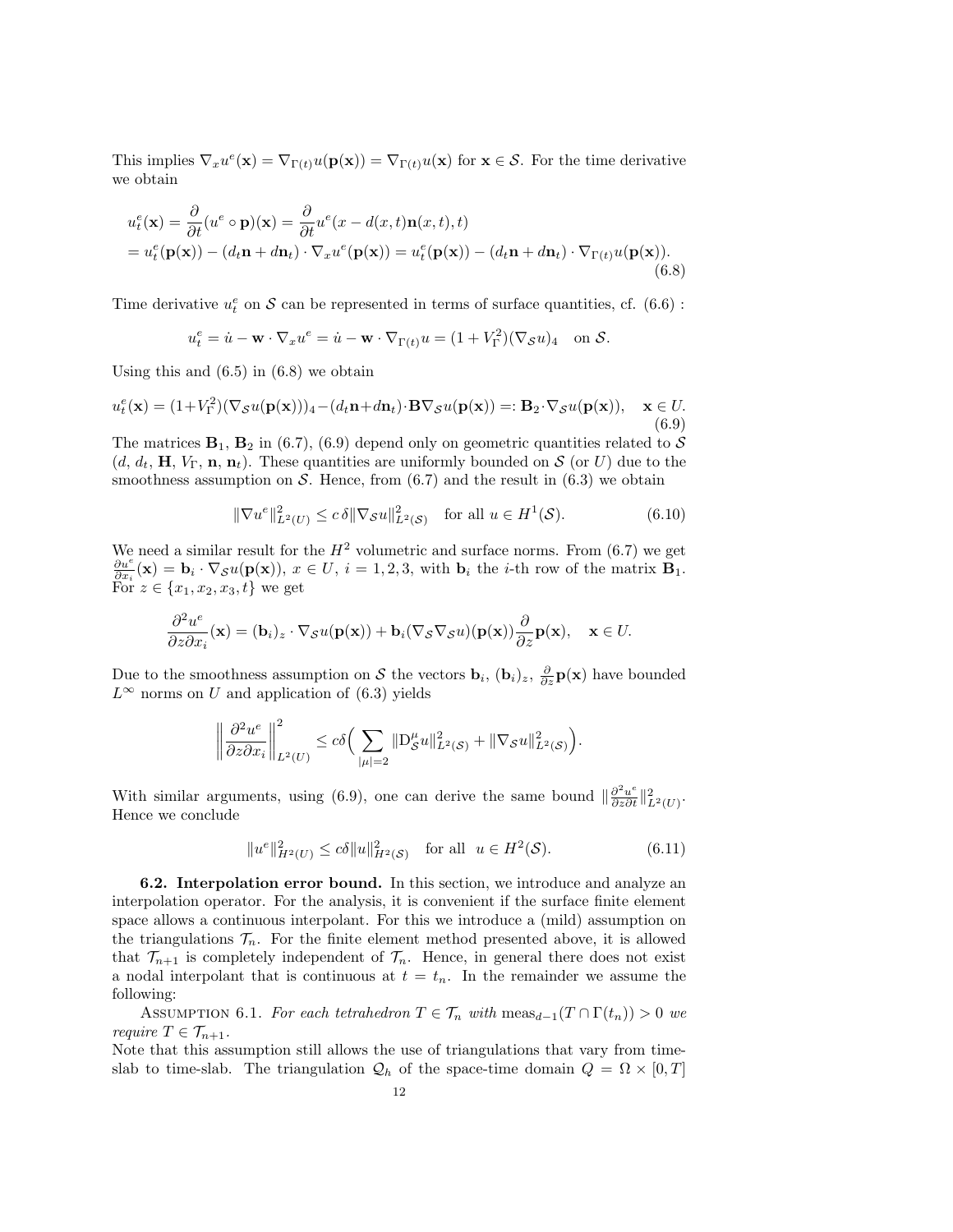This implies $\nabla_x u^e(\mathbf{x}) = \nabla_{\Gamma(t)} u(\mathbf{p}(\mathbf{x})) = \nabla_{\Gamma(t)} u(\mathbf{x})$ for $\mathbf{x} \in \mathcal{S}$. For the time derivative we obtain

$$
\begin{aligned}
u_t^e(\mathbf{x}) &= \frac{\partial}{\partial t}(u^e \circ \mathbf{p})(\mathbf{x}) = \frac{\partial}{\partial t} u^e(x - d(x,t)\mathbf{n}(x,t), t) \\
&= u_t^e(\mathbf{p}(\mathbf{x})) - (d_t \mathbf{n} + d\mathbf{n}_t) \cdot \nabla_x u^e(\mathbf{p}(\mathbf{x})) = u_t^e(\mathbf{p}(\mathbf{x})) - (d_t \mathbf{n} + d\mathbf{n}_t) \cdot \nabla_{\Gamma(t)} u(\mathbf{p}(\mathbf{x})).
\end{aligned} \tag{6.8}
$$

Time derivative $u_t^e$ on $\mathcal{S}$ can be represented in terms of surface quantities, cf. (6.6) :

$$
u_t^e = \dot{u} - \mathbf{w} \cdot \nabla_x u^e = \dot{u} - \mathbf{w} \cdot \nabla_{\Gamma(t)} u = (1 + V_\Gamma^2)(\nabla_{\mathcal{S}} u)_4 \quad \text{on } \mathcal{S}.
$$

Using this and (6.5) in (6.8) we obtain

$$
u_t^e(\mathbf{x}) = (1+V_\Gamma^2)(\nabla_{\mathcal{S}} u(\mathbf{p}(\mathbf{x})))_4 - (d_t \mathbf{n} + d\mathbf{n}_t) \cdot \mathbf{B} \nabla_{\mathcal{S}} u(\mathbf{p}(\mathbf{x})) =: \mathbf{B}_2 \cdot \nabla_{\mathcal{S}} u(\mathbf{p}(\mathbf{x})), \quad \mathbf{x} \in U. \tag{6.9}
$$

The matrices $\mathbf{B}_1$, $\mathbf{B}_2$ in (6.7), (6.9) depend only on geometric quantities related to $\mathcal{S}$ ($d$, $d_t$, $\mathbf{H}$, $V_\Gamma$, $\mathbf{n}$, $\mathbf{n}_t$). These quantities are uniformly bounded on $\mathcal{S}$ (or $U$) due to the smoothness assumption on $\mathcal{S}$. Hence, from (6.7) and the result in (6.3) we obtain

$$
\|\nabla u^e\|_{L^2(U)}^2 \leq c\, \delta \|\nabla_{\mathcal{S}} u\|_{L^2(\mathcal{S})}^2 \quad \text{for all } u \in H^1(\mathcal{S}). \tag{6.10}
$$

We need a similar result for the $H^2$ volumetric and surface norms. From (6.7) we get $\frac{\partial u^e}{\partial x_i}(\mathbf{x}) = \mathbf{b}_i \cdot \nabla_{\mathcal{S}} u(\mathbf{p}(\mathbf{x}))$, $x \in U$, $i = 1, 2, 3$, with $\mathbf{b}_i$ the $i$-th row of the matrix $\mathbf{B}_1$. For $z \in \{x_1, x_2, x_3, t\}$ we get

$$
\frac{\partial^2 u^e}{\partial z \partial x_i}(\mathbf{x}) = (\mathbf{b}_i)_z \cdot \nabla_{\mathcal{S}} u(\mathbf{p}(\mathbf{x})) + \mathbf{b}_i (\nabla_{\mathcal{S}} \nabla_{\mathcal{S}} u)(\mathbf{p}(\mathbf{x})) \frac{\partial}{\partial z} \mathbf{p}(\mathbf{x}), \quad \mathbf{x} \in U.
$$

Due to the smoothness assumption on $\mathcal{S}$ the vectors $\mathbf{b}_i$, $(\mathbf{b}_i)_z$, $\frac{\partial}{\partial z}\mathbf{p}(\mathbf{x})$ have bounded $L^\infty$ norms on $U$ and application of (6.3) yields

$$
\left\| \frac{\partial^2 u^e}{\partial z \partial x_i} \right\|_{L^2(U)}^2 \leq c\delta \Big( \sum_{|\mu|=2} \|\mathrm{D}_{\mathcal{S}}^\mu u\|_{L^2(\mathcal{S})}^2 + \|\nabla_{\mathcal{S}} u\|_{L^2(\mathcal{S})}^2 \Big).
$$

With similar arguments, using (6.9), one can derive the same bound $\|\frac{\partial^2 u^e}{\partial z \partial t}\|_{L^2(U)}^2$. Hence we conclude

$$
\|u^e\|_{H^2(U)}^2 \leq c\delta \|u\|_{H^2(\mathcal{S})}^2 \quad \text{for all } \ u \in H^2(\mathcal{S}). \tag{6.11}
$$

**6.2. Interpolation error bound.** In this section, we introduce and analyze an interpolation operator. For the analysis, it is convenient if the surface finite element space allows a continuous interpolant. For this we introduce a (mild) assumption on the triangulations $\mathcal{T}_n$. For the finite element method presented above, it is allowed that $\mathcal{T}_{n+1}$ is completely independent of $\mathcal{T}_n$. Hence, in general there does not exist a nodal interpolant that is continuous at $t = t_n$. In the remainder we assume the following:

Assumption 6.1. *For each tetrahedron $T \in \mathcal{T}_n$ with $\mathrm{meas}_{d-1}(T \cap \Gamma(t_n)) > 0$ we require $T \in \mathcal{T}_{n+1}$.*

Note that this assumption still allows the use of triangulations that vary from time-slab to time-slab. The triangulation $\mathcal{Q}_h$ of the space-time domain $Q = \Omega \times [0, T]$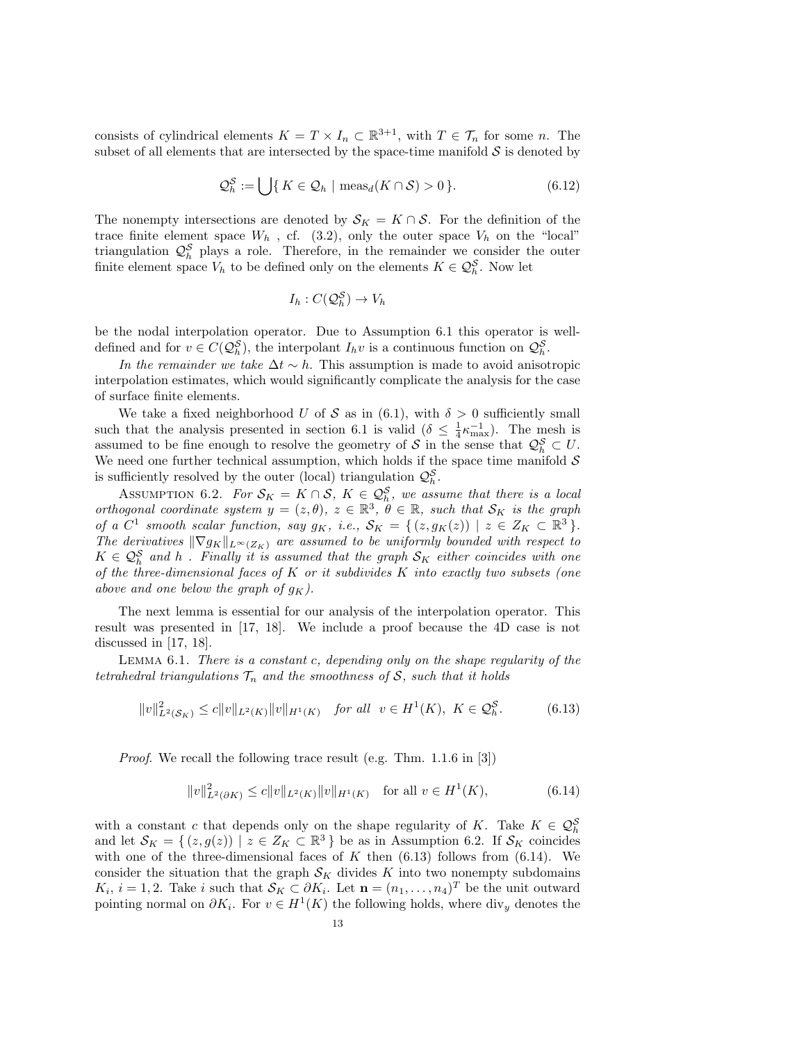consists of cylindrical elements $K = T \times I_n \subset \mathbb{R}^{3+1}$, with $T \in \mathcal{T}_n$ for some $n$. The subset of all elements that are intersected by the space-time manifold $\mathcal{S}$ is denoted by

$$\mathcal{Q}_h^{\mathcal{S}} := \bigcup \{\, K \in \mathcal{Q}_h \mid \operatorname{meas}_d(K \cap \mathcal{S}) > 0 \,\}. \tag{6.12}$$

The nonempty intersections are denoted by $\mathcal{S}_K = K \cap \mathcal{S}$. For the definition of the trace finite element space $W_h$ , cf. (3.2), only the outer space $V_h$ on the "local" triangulation $\mathcal{Q}_h^{\mathcal{S}}$ plays a role. Therefore, in the remainder we consider the outer finite element space $V_h$ to be defined only on the elements $K \in \mathcal{Q}_h^{\mathcal{S}}$. Now let

$$I_h : C(\mathcal{Q}_h^{\mathcal{S}}) \to V_h$$

be the nodal interpolation operator. Due to Assumption 6.1 this operator is well-defined and for $v \in C(\mathcal{Q}_h^{\mathcal{S}})$, the interpolant $I_h v$ is a continuous function on $\mathcal{Q}_h^{\mathcal{S}}$.

*In the remainder we take $\Delta t \sim h$.* This assumption is made to avoid anisotropic interpolation estimates, which would significantly complicate the analysis for the case of surface finite elements.

We take a fixed neighborhood $U$ of $\mathcal{S}$ as in (6.1), with $\delta > 0$ sufficiently small such that the analysis presented in section 6.1 is valid ($\delta \leq \frac{1}{4}\kappa_{\max}^{-1}$). The mesh is assumed to be fine enough to resolve the geometry of $\mathcal{S}$ in the sense that $\mathcal{Q}_h^{\mathcal{S}} \subset U$. We need one further technical assumption, which holds if the space time manifold $\mathcal{S}$ is sufficiently resolved by the outer (local) triangulation $\mathcal{Q}_h^{\mathcal{S}}$.

Assumption 6.2. *For $\mathcal{S}_K = K \cap \mathcal{S}$, $K \in \mathcal{Q}_h^{\mathcal{S}}$, we assume that there is a local orthogonal coordinate system $y = (z, \theta)$, $z \in \mathbb{R}^3$, $\theta \in \mathbb{R}$, such that $\mathcal{S}_K$ is the graph of a $C^1$ smooth scalar function, say $g_K$, i.e., $\mathcal{S}_K = \{\, (z, g_K(z)) \mid z \in Z_K \subset \mathbb{R}^3 \,\}$. The derivatives $\|\nabla g_K\|_{L^\infty(Z_K)}$ are assumed to be uniformly bounded with respect to $K \in \mathcal{Q}_h^{\mathcal{S}}$ and $h$ . Finally it is assumed that the graph $\mathcal{S}_K$ either coincides with one of the three-dimensional faces of $K$ or it subdivides $K$ into exactly two subsets (one above and one below the graph of $g_K$).*

The next lemma is essential for our analysis of the interpolation operator. This result was presented in [17, 18]. We include a proof because the 4D case is not discussed in [17, 18].

Lemma 6.1. *There is a constant $c$, depending only on the shape regularity of the tetrahedral triangulations $\mathcal{T}_n$ and the smoothness of $\mathcal{S}$, such that it holds*

$$\|v\|_{L^2(\mathcal{S}_K)}^2 \leq c \|v\|_{L^2(K)} \|v\|_{H^1(K)} \quad \textit{for all} \;\; v \in H^1(K),\; K \in \mathcal{Q}_h^{\mathcal{S}}. \tag{6.13}$$

*Proof*. We recall the following trace result (e.g. Thm. 1.1.6 in [3])

$$\|v\|_{L^2(\partial K)}^2 \leq c \|v\|_{L^2(K)} \|v\|_{H^1(K)} \quad \text{for all } v \in H^1(K), \tag{6.14}$$

with a constant $c$ that depends only on the shape regularity of $K$. Take $K \in \mathcal{Q}_h^{\mathcal{S}}$ and let $\mathcal{S}_K = \{\, (z, g(z)) \mid z \in Z_K \subset \mathbb{R}^3 \,\}$ be as in Assumption 6.2. If $\mathcal{S}_K$ coincides with one of the three-dimensional faces of $K$ then (6.13) follows from (6.14). We consider the situation that the graph $\mathcal{S}_K$ divides $K$ into two nonempty subdomains $K_i$, $i = 1, 2$. Take $i$ such that $\mathcal{S}_K \subset \partial K_i$. Let $\mathbf{n} = (n_1, \ldots, n_4)^T$ be the unit outward pointing normal on $\partial K_i$. For $v \in H^1(K)$ the following holds, where $\operatorname{div}_y$ denotes the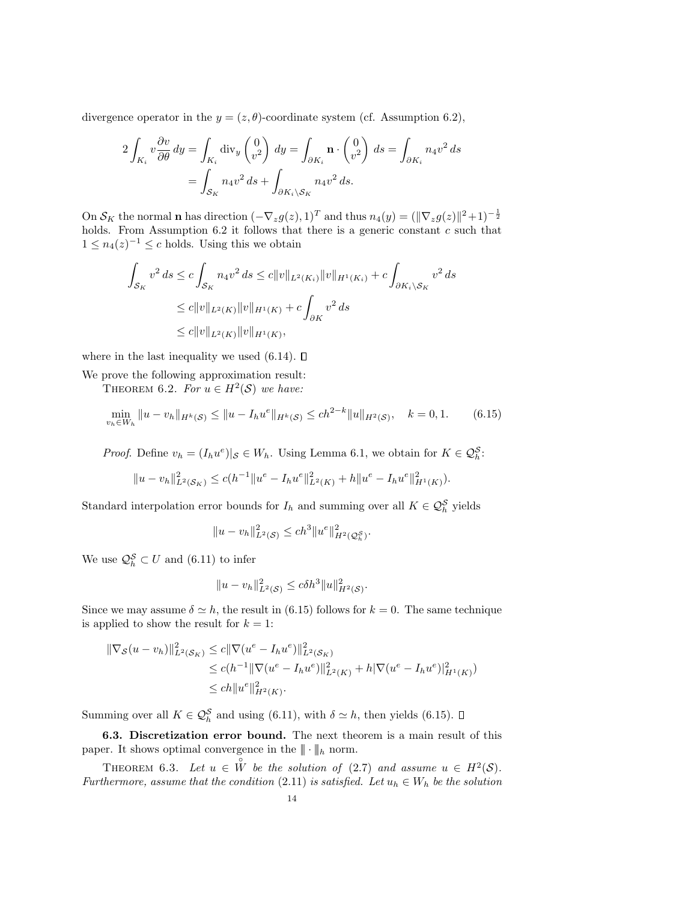divergence operator in the $y = (z, \theta)$-coordinate system (cf. Assumption 6.2),

$$
\begin{aligned}
2 \int_{K_i} v \frac{\partial v}{\partial \theta} \, dy &= \int_{K_i} \operatorname{div}_y \begin{pmatrix} 0 \\ v^2 \end{pmatrix} \, dy = \int_{\partial K_i} \mathbf{n} \cdot \begin{pmatrix} 0 \\ v^2 \end{pmatrix} \, ds = \int_{\partial K_i} n_4 v^2 \, ds \\
&= \int_{\mathcal{S}_K} n_4 v^2 \, ds + \int_{\partial K_i \setminus \mathcal{S}_K} n_4 v^2 \, ds.
\end{aligned}
$$

On $\mathcal{S}_K$ the normal $\mathbf{n}$ has direction $(-\nabla_z g(z), 1)^T$ and thus $n_4(y) = (\|\nabla_z g(z)\|^2 + 1)^{-\frac{1}{2}}$ holds. From Assumption 6.2 it follows that there is a generic constant $c$ such that $1 \leq n_4(z)^{-1} \leq c$ holds. Using this we obtain

$$
\begin{aligned}
\int_{\mathcal{S}_K} v^2 \, ds &\leq c \int_{\mathcal{S}_K} n_4 v^2 \, ds \leq c \|v\|_{L^2(K_i)} \|v\|_{H^1(K_i)} + c \int_{\partial K_i \setminus \mathcal{S}_K} v^2 \, ds \\
&\leq c \|v\|_{L^2(K)} \|v\|_{H^1(K)} + c \int_{\partial K} v^2 \, ds \\
&\leq c \|v\|_{L^2(K)} \|v\|_{H^1(K)},
\end{aligned}
$$

where in the last inequality we used (6.14). □

We prove the following approximation result:

THEOREM 6.2. *For $u \in H^2(\mathcal{S})$ we have:*

$$
\min_{v_h \in W_h} \|u - v_h\|_{H^k(\mathcal{S})} \leq \|u - I_h u^e\|_{H^k(\mathcal{S})} \leq c h^{2-k} \|u\|_{H^2(\mathcal{S})}, \quad k = 0, 1. \tag{6.15}
$$

*Proof.* Define $v_h = (I_h u^e)|_{\mathcal{S}} \in W_h$. Using Lemma 6.1, we obtain for $K \in \mathcal{Q}_h^{\mathcal{S}}$:

$$
\|u - v_h\|_{L^2(\mathcal{S}_K)}^2 \leq c(h^{-1} \|u^e - I_h u^e\|_{L^2(K)}^2 + h \|u^e - I_h u^e\|_{H^1(K)}^2).
$$

Standard interpolation error bounds for $I_h$ and summing over all $K \in \mathcal{Q}_h^{\mathcal{S}}$ yields

$$
\|u - v_h\|_{L^2(\mathcal{S})}^2 \leq c h^3 \|u^e\|_{H^2(\mathcal{Q}_h^{\mathcal{S}})}^2.
$$

We use $\mathcal{Q}_h^{\mathcal{S}} \subset U$ and (6.11) to infer

$$
\|u - v_h\|_{L^2(\mathcal{S})}^2 \leq c \delta h^3 \|u\|_{H^2(\mathcal{S})}^2.
$$

Since we may assume $\delta \simeq h$, the result in (6.15) follows for $k = 0$. The same technique is applied to show the result for $k = 1$:

$$
\begin{aligned}
\|\nabla_{\mathcal{S}}(u - v_h)\|_{L^2(\mathcal{S}_K)}^2 &\leq c \|\nabla(u^e - I_h u^e)\|_{L^2(\mathcal{S}_K)}^2 \\
&\leq c(h^{-1} \|\nabla(u^e - I_h u^e)\|_{L^2(K)}^2 + h |\nabla(u^e - I_h u^e)|_{H^1(K)}^2) \\
&\leq c h \|u^e\|_{H^2(K)}^2.
\end{aligned}
$$

Summing over all $K \in \mathcal{Q}_h^{\mathcal{S}}$ and using (6.11), with $\delta \simeq h$, then yields (6.15). □

**6.3. Discretization error bound.** The next theorem is a main result of this paper. It shows optimal convergence in the $\|\!|\cdot|\!\|_h$ norm.

THEOREM 6.3. *Let $u \in \overset{\circ}{W}$ be the solution of (2.7) and assume $u \in H^2(\mathcal{S})$. Furthermore, assume that the condition (2.11) is satisfied. Let $u_h \in W_h$ be the solution*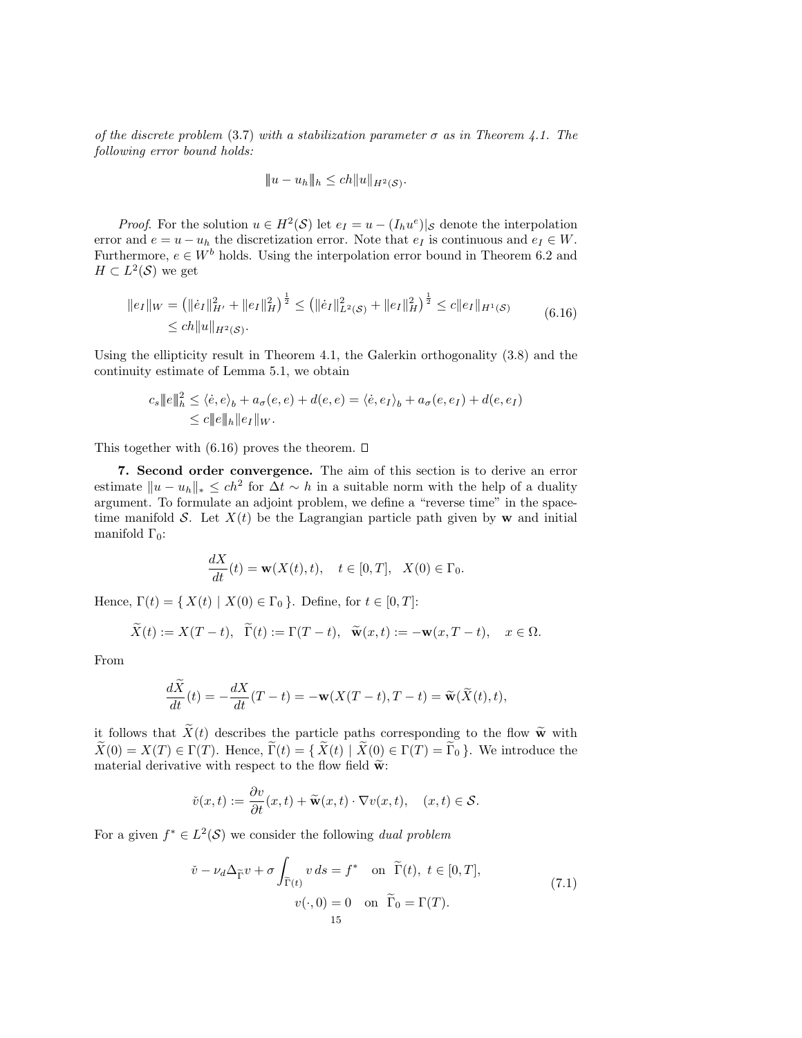*of the discrete problem* (3.7) *with a stabilization parameter* $\sigma$ *as in Theorem 4.1. The following error bound holds:*

$$\|u - u_h\|_h \le ch\|u\|_{H^2(\mathcal{S})}.$$

*Proof*. For the solution $u \in H^2(\mathcal{S})$ let $e_I = u - (I_h u^e)|_{\mathcal{S}}$ denote the interpolation error and $e = u - u_h$ the discretization error. Note that $e_I$ is continuous and $e_I \in W$. Furthermore, $e \in W^b$ holds. Using the interpolation error bound in Theorem 6.2 and $H \subset L^2(\mathcal{S})$ we get

$$\begin{aligned}\|e_I\|_W &= \left(\|\dot{e}_I\|_{H'}^2 + \|e_I\|_H^2\right)^{\frac{1}{2}} \le \left(\|\dot{e}_I\|_{L^2(\mathcal{S})}^2 + \|e_I\|_H^2\right)^{\frac{1}{2}} \le c\|e_I\|_{H^1(\mathcal{S})} \\ &\le ch\|u\|_{H^2(\mathcal{S})}.\end{aligned} \tag{6.16}$$

Using the ellipticity result in Theorem 4.1, the Galerkin orthogonality (3.8) and the continuity estimate of Lemma 5.1, we obtain

$$\begin{aligned}c_s\|e\|_h^2 &\le \langle \dot{e}, e\rangle_b + a_\sigma(e,e) + d(e,e) = \langle \dot{e}, e_I\rangle_b + a_\sigma(e,e_I) + d(e,e_I) \\ &\le c\|e\|_h\|e_I\|_W.\end{aligned}$$

This together with (6.16) proves the theorem. □

**7. Second order convergence.** The aim of this section is to derive an error estimate $\|u - u_h\|_* \le ch^2$ for $\Delta t \sim h$ in a suitable norm with the help of a duality argument. To formulate an adjoint problem, we define a "reverse time" in the space-time manifold $\mathcal{S}$. Let $X(t)$ be the Lagrangian particle path given by $\mathbf{w}$ and initial manifold $\Gamma_0$:

$$\frac{dX}{dt}(t) = \mathbf{w}(X(t),t), \quad t \in [0,T], \quad X(0) \in \Gamma_0.$$

Hence, $\Gamma(t) = \{\, X(t) \mid X(0) \in \Gamma_0 \,\}$. Define, for $t \in [0,T]$:

$$\widetilde{X}(t) := X(T-t), \quad \widetilde{\Gamma}(t) := \Gamma(T-t), \quad \widetilde{\mathbf{w}}(x,t) := -\mathbf{w}(x, T-t), \quad x \in \Omega.$$

From

$$\frac{d\widetilde{X}}{dt}(t) = -\frac{dX}{dt}(T-t) = -\mathbf{w}(X(T-t), T-t) = \widetilde{\mathbf{w}}(\widetilde{X}(t), t),$$

it follows that $\widetilde{X}(t)$ describes the particle paths corresponding to the flow $\widetilde{\mathbf{w}}$ with $\widetilde{X}(0) = X(T) \in \Gamma(T)$. Hence, $\widetilde{\Gamma}(t) = \{\, \widetilde{X}(t) \mid \widetilde{X}(0) \in \Gamma(T) = \widetilde{\Gamma}_0 \,\}$. We introduce the material derivative with respect to the flow field $\widetilde{\mathbf{w}}$:

$$\check{v}(x,t) := \frac{\partial v}{\partial t}(x,t) + \widetilde{\mathbf{w}}(x,t)\cdot\nabla v(x,t), \quad (x,t) \in \mathcal{S}.$$

For a given $f^* \in L^2(\mathcal{S})$ we consider the following *dual problem*

$$\begin{aligned}\check{v} - \nu_d \Delta_{\widetilde{\Gamma}} v + \sigma \int_{\widetilde{\Gamma}(t)} v\, ds = f^* \quad &\text{on } \widetilde{\Gamma}(t),\ t \in [0,T], \\ v(\cdot, 0) = 0 \quad &\text{on } \widetilde{\Gamma}_0 = \Gamma(T).\end{aligned} \tag{7.1}$$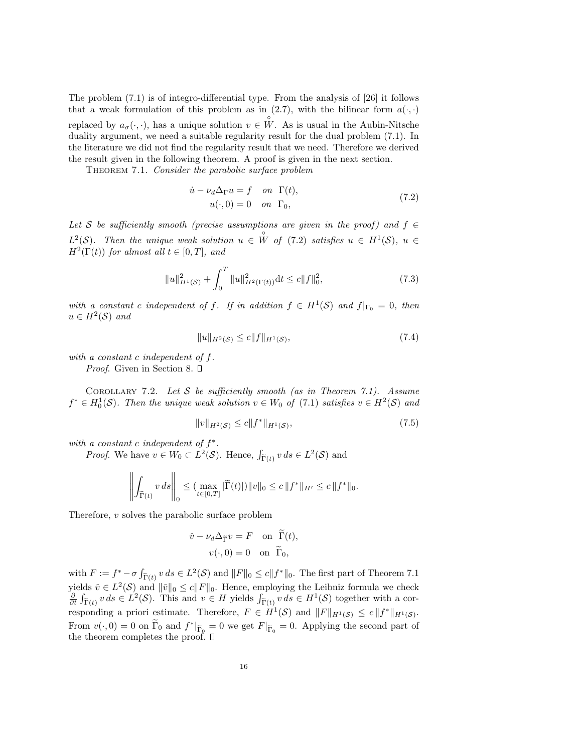The problem (7.1) is of integro-differential type. From the analysis of [26] it follows that a weak formulation of this problem as in (2.7), with the bilinear form $a(\cdot,\cdot)$ replaced by $a_\sigma(\cdot,\cdot)$, has a unique solution $v \in \overset{\circ}{W}$. As is usual in the Aubin-Nitsche duality argument, we need a suitable regularity result for the dual problem (7.1). In the literature we did not find the regularity result that we need. Therefore we derived the result given in the following theorem. A proof is given in the next section.

Theorem 7.1. *Consider the parabolic surface problem*

$$
\begin{aligned}
\dot{u} - \nu_d \Delta_\Gamma u &= f \quad \text{on } \Gamma(t),\\
u(\cdot,0) &= 0 \quad \text{on } \Gamma_0,
\end{aligned}
\tag{7.2}
$$

*Let $\mathcal{S}$ be sufficiently smooth (precise assumptions are given in the proof) and $f \in L^2(\mathcal{S})$. Then the unique weak solution $u \in \overset{\circ}{W}$ of (7.2) satisfies $u \in H^1(\mathcal{S})$, $u \in H^2(\Gamma(t))$ for almost all $t \in [0,T]$, and*

$$
\|u\|^2_{H^1(\mathcal{S})} + \int_0^T \|u\|^2_{H^2(\Gamma(t))}\mathrm{d}t \le c\|f\|_0^2, \tag{7.3}
$$

*with a constant $c$ independent of $f$. If in addition $f \in H^1(\mathcal{S})$ and $f|_{\Gamma_0} = 0$, then $u \in H^2(\mathcal{S})$ and*

$$
\|u\|_{H^2(\mathcal{S})} \le c\|f\|_{H^1(\mathcal{S})}, \tag{7.4}
$$

*with a constant $c$ independent of $f$.*

*Proof.* Given in Section 8. ∎

Corollary 7.2. *Let $\mathcal{S}$ be sufficiently smooth (as in Theorem 7.1). Assume $f^* \in H^1_0(\mathcal{S})$. Then the unique weak solution $v \in W_0$ of (7.1) satisfies $v \in H^2(\mathcal{S})$ and*

$$
\|v\|_{H^2(\mathcal{S})} \le c\|f^*\|_{H^1(\mathcal{S})}, \tag{7.5}
$$

*with a constant $c$ independent of $f^*$.*

*Proof.* We have $v \in W_0 \subset L^2(\mathcal{S})$. Hence, $\int_{\widetilde{\Gamma}(t)} v\,ds \in L^2(\mathcal{S})$ and

$$
\left\| \int_{\widetilde{\Gamma}(t)} v\,ds \right\|_0 \le (\max_{t\in[0,T]} |\widetilde{\Gamma}(t)|)\|v\|_0 \le c\,\|f^*\|_{H'} \le c\,\|f^*\|_0.
$$

Therefore, $v$ solves the parabolic surface problem

$$
\begin{aligned}
\check{v} - \nu_d \Delta_{\widetilde{\Gamma}} v &= F \quad \text{on } \widetilde{\Gamma}(t),\\
v(\cdot,0) &= 0 \quad \text{on } \widetilde{\Gamma}_0,
\end{aligned}
$$

with $F := f^* - \sigma \int_{\widetilde{\Gamma}(t)} v\,ds \in L^2(\mathcal{S})$ and $\|F\|_0 \le c\|f^*\|_0$. The first part of Theorem 7.1 yields $\check{v} \in L^2(\mathcal{S})$ and $\|\check{v}\|_0 \le c\|F\|_0$. Hence, employing the Leibniz formula we check $\frac{\partial}{\partial t}\int_{\widetilde{\Gamma}(t)} v\,ds \in L^2(\mathcal{S})$. This and $v \in H$ yields $\int_{\widetilde{\Gamma}(t)} v\,ds \in H^1(\mathcal{S})$ together with a corresponding a priori estimate. Therefore, $F \in H^1(\mathcal{S})$ and $\|F\|_{H^1(\mathcal{S})} \le c\,\|f^*\|_{H^1(\mathcal{S})}$. From $v(\cdot,0) = 0$ on $\widetilde{\Gamma}_0$ and $f^*|_{\widetilde{\Gamma}_0} = 0$ we get $F|_{\widetilde{\Gamma}_0} = 0$. Applying the second part of the theorem completes the proof. ∎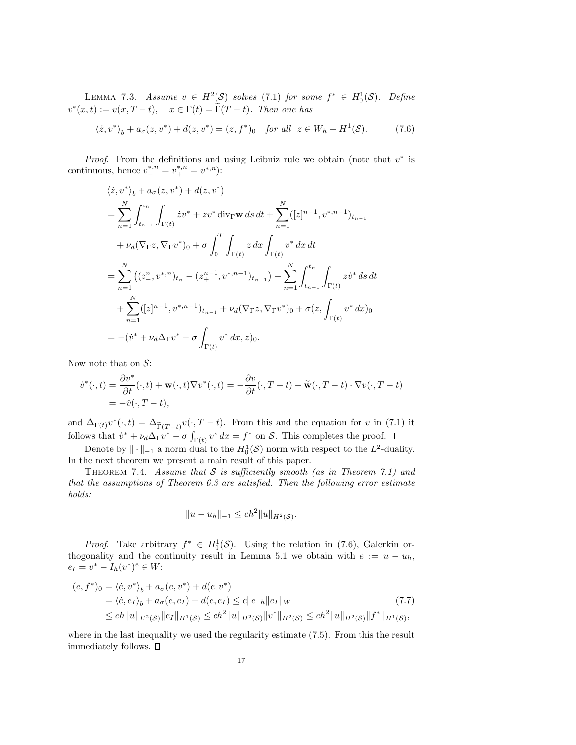LEMMA 7.3. *Assume $v \in H^2(\mathcal{S})$ solves (7.1) for some $f^* \in H_0^1(\mathcal{S})$. Define $v^*(x,t) := v(x, T-t)$, $\quad x \in \Gamma(t) = \widetilde{\Gamma}(T-t)$. Then one has*

$$
\langle \dot{z}, v^* \rangle_b + a_\sigma(z, v^*) + d(z, v^*) = (z, f^*)_0 \quad \text{for all} \;\; z \in W_h + H^1(\mathcal{S}). \tag{7.6}
$$

*Proof.* From the definitions and using Leibniz rule we obtain (note that $v^*$ is continuous, hence $v_-^{*,n} = v_+^{*,n} = v^{*,n}$):

$$
\begin{aligned}
&\langle \dot{z}, v^* \rangle_b + a_\sigma(z, v^*) + d(z, v^*) \\
&= \sum_{n=1}^{N} \int_{t_{n-1}}^{t_n} \int_{\Gamma(t)} \dot{z} v^* + z v^* \operatorname{div}_\Gamma \mathbf{w} \, ds \, dt + \sum_{n=1}^{N} ([z]^{n-1}, v^{*,n-1})_{t_{n-1}} \\
&\quad + \nu_d (\nabla_\Gamma z, \nabla_\Gamma v^*)_0 + \sigma \int_0^T \int_{\Gamma(t)} z \, dx \int_{\Gamma(t)} v^* \, dx \, dt \\
&= \sum_{n=1}^{N} \left( (z_-^n, v^{*,n})_{t_n} - (z_+^{n-1}, v^{*,n-1})_{t_{n-1}} \right) - \sum_{n=1}^{N} \int_{t_{n-1}}^{t_n} \int_{\Gamma(t)} z \dot{v}^* \, ds \, dt \\
&\quad + \sum_{n=1}^{N} ([z]^{n-1}, v^{*,n-1})_{t_{n-1}} + \nu_d (\nabla_\Gamma z, \nabla_\Gamma v^*)_0 + \sigma (z, \int_{\Gamma(t)} v^* \, dx)_0 \\
&= -(\dot{v}^* + \nu_d \Delta_\Gamma v^* - \sigma \int_{\Gamma(t)} v^* \, dx, z)_0.
\end{aligned}
$$

Now note that on $\mathcal{S}$:

$$
\begin{aligned}
\dot{v}^*(\cdot, t) &= \frac{\partial v^*}{\partial t}(\cdot, t) + \mathbf{w}(\cdot, t) \nabla v^*(\cdot, t) = -\frac{\partial v}{\partial t}(\cdot, T-t) - \widetilde{\mathbf{w}}(\cdot, T-t) \cdot \nabla v(\cdot, T-t) \\
&= -\check{v}(\cdot, T-t),
\end{aligned}
$$

and $\Delta_{\Gamma(t)} v^*(\cdot, t) = \Delta_{\widetilde{\Gamma}(T-t)} v(\cdot, T-t)$. From this and the equation for $v$ in (7.1) it follows that $\dot{v}^* + \nu_d \Delta_\Gamma v^* - \sigma \int_{\Gamma(t)} v^* \, dx = f^*$ on $\mathcal{S}$. This completes the proof. $\square$

Denote by $\| \cdot \|_{-1}$ a norm dual to the $H_0^1(\mathcal{S})$ norm with respect to the $L^2$-duality. In the next theorem we present a main result of this paper.

THEOREM 7.4. *Assume that $\mathcal{S}$ is sufficiently smooth (as in Theorem 7.1) and that the assumptions of Theorem 6.3 are satisfied. Then the following error estimate holds:*

$$
\|u - u_h\|_{-1} \leq c h^2 \|u\|_{H^2(\mathcal{S})}.
$$

*Proof.* Take arbitrary $f^* \in H_0^1(\mathcal{S})$. Using the relation in (7.6), Galerkin orthogonality and the continuity result in Lemma 5.1 we obtain with $e := u - u_h$, $e_I = v^* - I_h(v^*)^e \in W$:

$$
\begin{aligned}
(e, f^*)_0 &= \langle \dot{e}, v^* \rangle_b + a_\sigma(e, v^*) + d(e, v^*) \\
&= \langle \dot{e}, e_I \rangle_b + a_\sigma(e, e_I) + d(e, e_I) \leq c |\!|\!| e |\!|\!|_h \| e_I \|_W \qquad (7.7) \\
&\leq c h \|u\|_{H^2(\mathcal{S})} \|e_I\|_{H^1(\mathcal{S})} \leq c h^2 \|u\|_{H^2(\mathcal{S})} \|v^*\|_{H^2(\mathcal{S})} \leq c h^2 \|u\|_{H^2(\mathcal{S})} \|f^*\|_{H^1(\mathcal{S})},
\end{aligned}
$$

where in the last inequality we used the regularity estimate (7.5). From this the result immediately follows. $\square$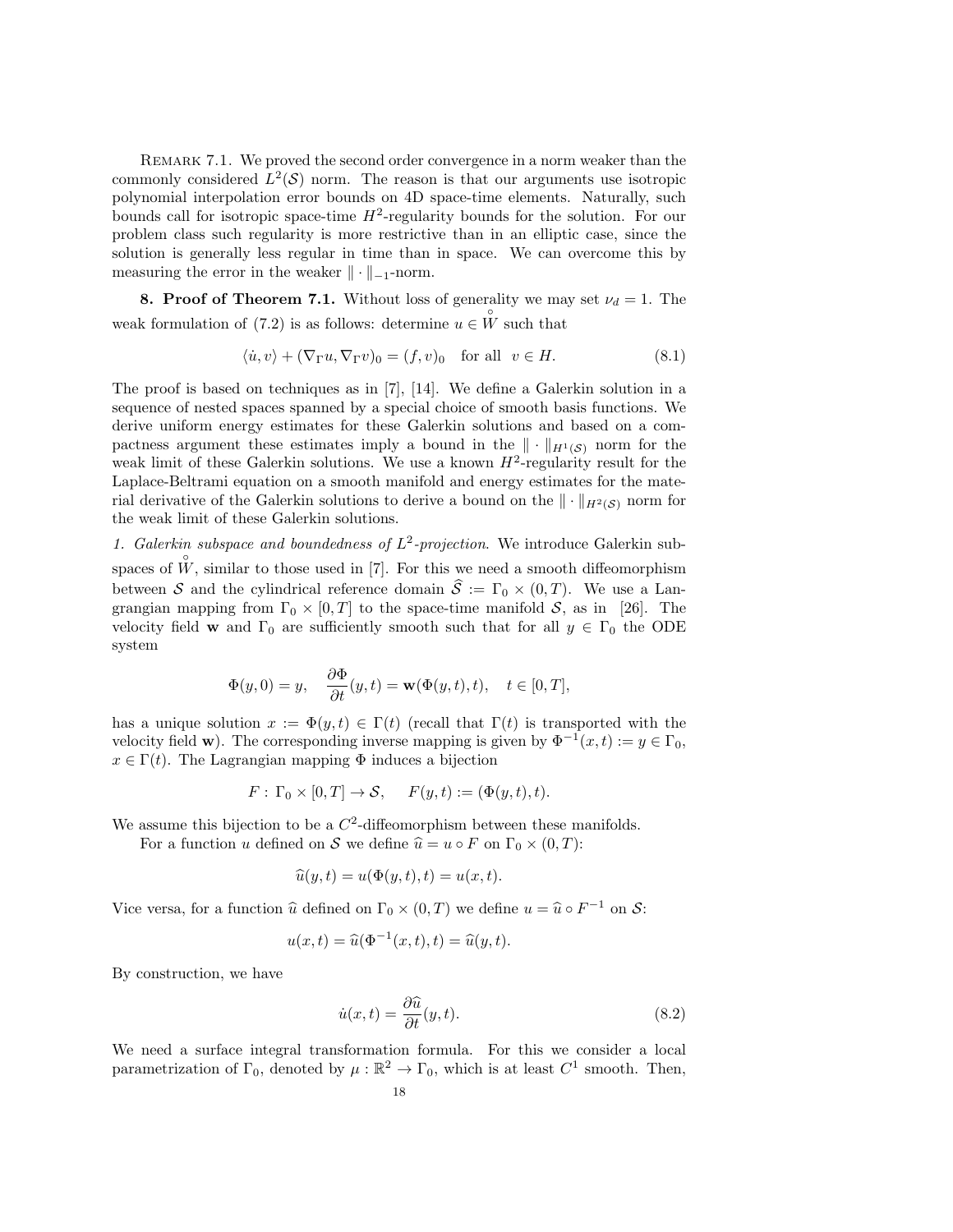REMARK 7.1. We proved the second order convergence in a norm weaker than the commonly considered $L^2(\mathcal{S})$ norm. The reason is that our arguments use isotropic polynomial interpolation error bounds on 4D space-time elements. Naturally, such bounds call for isotropic space-time $H^2$-regularity bounds for the solution. For our problem class such regularity is more restrictive than in an elliptic case, since the solution is generally less regular in time than in space. We can overcome this by measuring the error in the weaker $\|\cdot\|_{-1}$-norm.

**8. Proof of Theorem 7.1.** Without loss of generality we may set $\nu_d = 1$. The weak formulation of (7.2) is as follows: determine $u \in \overset{\circ}{W}$ such that

$$\langle \dot{u}, v \rangle + (\nabla_\Gamma u, \nabla_\Gamma v)_0 = (f, v)_0 \quad \text{for all} \;\; v \in H. \tag{8.1}$$

The proof is based on techniques as in [7], [14]. We define a Galerkin solution in a sequence of nested spaces spanned by a special choice of smooth basis functions. We derive uniform energy estimates for these Galerkin solutions and based on a compactness argument these estimates imply a bound in the $\|\cdot\|_{H^1(\mathcal{S})}$ norm for the weak limit of these Galerkin solutions. We use a known $H^2$-regularity result for the Laplace-Beltrami equation on a smooth manifold and energy estimates for the material derivative of the Galerkin solutions to derive a bound on the $\|\cdot\|_{H^2(\mathcal{S})}$ norm for the weak limit of these Galerkin solutions.

*1. Galerkin subspace and boundedness of $L^2$-projection.* We introduce Galerkin subspaces of $\overset{\circ}{W}$, similar to those used in [7]. For this we need a smooth diffeomorphism between $\mathcal{S}$ and the cylindrical reference domain $\widehat{\mathcal{S}} := \Gamma_0 \times (0, T)$. We use a Langrangian mapping from $\Gamma_0 \times [0, T]$ to the space-time manifold $\mathcal{S}$, as in [26]. The velocity field $\mathbf{w}$ and $\Gamma_0$ are sufficiently smooth such that for all $y \in \Gamma_0$ the ODE system

$$\Phi(y, 0) = y, \quad \frac{\partial \Phi}{\partial t}(y, t) = \mathbf{w}(\Phi(y, t), t), \quad t \in [0, T],$$

has a unique solution $x := \Phi(y, t) \in \Gamma(t)$ (recall that $\Gamma(t)$ is transported with the velocity field $\mathbf{w}$). The corresponding inverse mapping is given by $\Phi^{-1}(x, t) := y \in \Gamma_0$, $x \in \Gamma(t)$. The Lagrangian mapping $\Phi$ induces a bijection

$$F: \Gamma_0 \times [0, T] \to \mathcal{S}, \qquad F(y, t) := (\Phi(y, t), t).$$

We assume this bijection to be a $C^2$-diffeomorphism between these manifolds.

For a function $u$ defined on $\mathcal{S}$ we define $\widehat{u} = u \circ F$ on $\Gamma_0 \times (0, T)$:

$$\widehat{u}(y, t) = u(\Phi(y, t), t) = u(x, t).$$

Vice versa, for a function $\widehat{u}$ defined on $\Gamma_0 \times (0, T)$ we define $u = \widehat{u} \circ F^{-1}$ on $\mathcal{S}$:

$$u(x, t) = \widehat{u}(\Phi^{-1}(x, t), t) = \widehat{u}(y, t).$$

By construction, we have

$$\dot{u}(x, t) = \frac{\partial \widehat{u}}{\partial t}(y, t). \tag{8.2}$$

We need a surface integral transformation formula. For this we consider a local parametrization of $\Gamma_0$, denoted by $\mu: \mathbb{R}^2 \to \Gamma_0$, which is at least $C^1$ smooth. Then,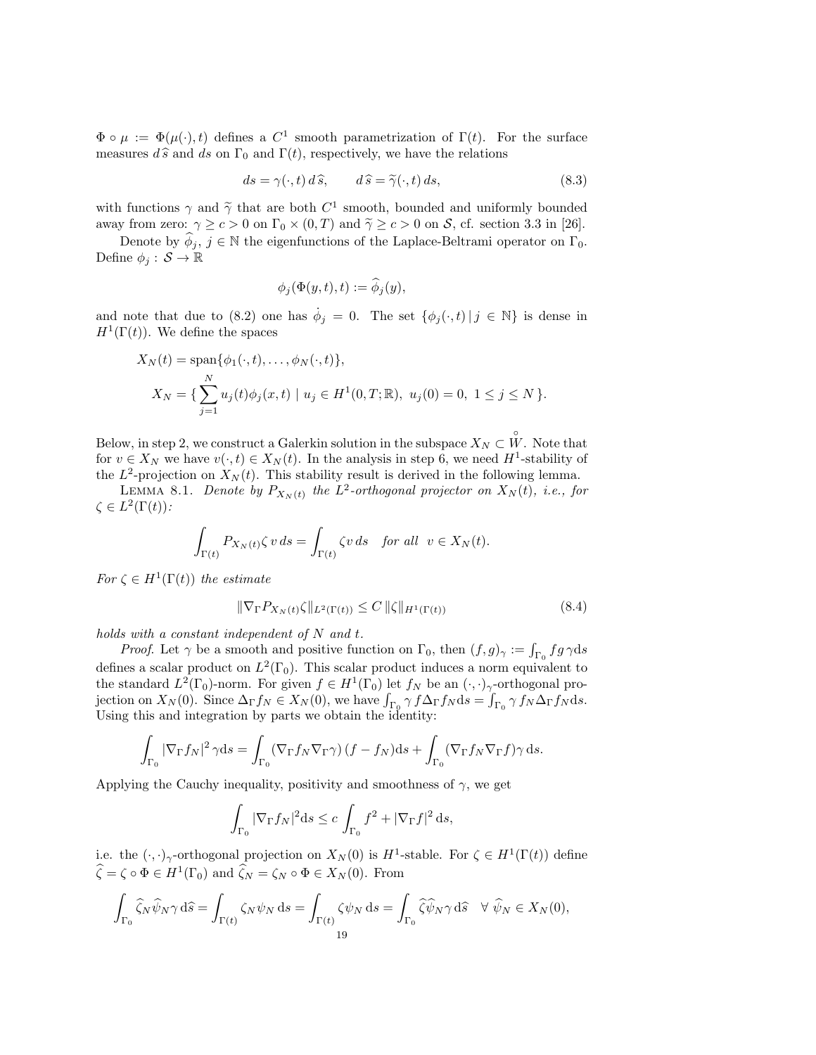$\Phi \circ \mu := \Phi(\mu(\cdot), t)$ defines a $C^1$ smooth parametrization of $\Gamma(t)$. For the surface measures $d\widehat{s}$ and $ds$ on $\Gamma_0$ and $\Gamma(t)$, respectively, we have the relations

$$ds = \gamma(\cdot, t)\, d\widehat{s}, \qquad d\widehat{s} = \widetilde{\gamma}(\cdot, t)\, ds, \tag{8.3}$$

with functions $\gamma$ and $\widetilde{\gamma}$ that are both $C^1$ smooth, bounded and uniformly bounded away from zero: $\gamma \geq c > 0$ on $\Gamma_0 \times (0, T)$ and $\widetilde{\gamma} \geq c > 0$ on $\mathcal{S}$, cf. section 3.3 in [26].

Denote by $\widehat{\phi}_j$, $j \in \mathbb{N}$ the eigenfunctions of the Laplace-Beltrami operator on $\Gamma_0$. Define $\phi_j : \mathcal{S} \to \mathbb{R}$

$$\phi_j(\Phi(y, t), t) := \widehat{\phi}_j(y),$$

and note that due to (8.2) one has $\dot{\phi}_j = 0$. The set $\{\phi_j(\cdot, t) \,|\, j \in \mathbb{N}\}$ is dense in $H^1(\Gamma(t))$. We define the spaces

$$X_N(t) = \operatorname{span}\{\phi_1(\cdot, t), \ldots, \phi_N(\cdot, t)\},$$

$$X_N = \{\, \sum_{j=1}^{N} u_j(t)\phi_j(x, t) \mid u_j \in H^1(0, T; \mathbb{R}),\ u_j(0) = 0,\ 1 \leq j \leq N \,\}.$$

Below, in step 2, we construct a Galerkin solution in the subspace $X_N \subset \overset{\circ}{W}$. Note that for $v \in X_N$ we have $v(\cdot, t) \in X_N(t)$. In the analysis in step 6, we need $H^1$-stability of the $L^2$-projection on $X_N(t)$. This stability result is derived in the following lemma.

Lemma 8.1. *Denote by $P_{X_N(t)}$ the $L^2$-orthogonal projector on $X_N(t)$, i.e., for $\zeta \in L^2(\Gamma(t))$:*

$$\int_{\Gamma(t)} P_{X_N(t)}\zeta\, v\, ds = \int_{\Gamma(t)} \zeta v\, ds \quad \textit{for all} \quad v \in X_N(t).$$

*For $\zeta \in H^1(\Gamma(t))$ the estimate*

$$\|\nabla_\Gamma P_{X_N(t)}\zeta\|_{L^2(\Gamma(t))} \leq C\, \|\zeta\|_{H^1(\Gamma(t))} \tag{8.4}$$

*holds with a constant independent of $N$ and $t$.*

*Proof*. Let $\gamma$ be a smooth and positive function on $\Gamma_0$, then $(f, g)_\gamma := \int_{\Gamma_0} f g\, \gamma \mathrm{d}s$ defines a scalar product on $L^2(\Gamma_0)$. This scalar product induces a norm equivalent to the standard $L^2(\Gamma_0)$-norm. For given $f \in H^1(\Gamma_0)$ let $f_N$ be an $(\cdot, \cdot)_\gamma$-orthogonal projection on $X_N(0)$. Since $\Delta_\Gamma f_N \in X_N(0)$, we have $\int_{\Gamma_0} \gamma\, f \Delta_\Gamma f_N \mathrm{d}s = \int_{\Gamma_0} \gamma\, f_N \Delta_\Gamma f_N \mathrm{d}s$. Using this and integration by parts we obtain the identity:

$$\int_{\Gamma_0} |\nabla_\Gamma f_N|^2\, \gamma \mathrm{d}s = \int_{\Gamma_0} (\nabla_\Gamma f_N \nabla_\Gamma \gamma)\, (f - f_N) \mathrm{d}s + \int_{\Gamma_0} (\nabla_\Gamma f_N \nabla_\Gamma f) \gamma\, \mathrm{d}s.$$

Applying the Cauchy inequality, positivity and smoothness of $\gamma$, we get

$$\int_{\Gamma_0} |\nabla_\Gamma f_N|^2 \mathrm{d}s \leq c \int_{\Gamma_0} f^2 + |\nabla_\Gamma f|^2\, \mathrm{d}s,$$

i.e. the $(\cdot, \cdot)_\gamma$-orthogonal projection on $X_N(0)$ is $H^1$-stable. For $\zeta \in H^1(\Gamma(t))$ define $\widehat{\zeta} = \zeta \circ \Phi \in H^1(\Gamma_0)$ and $\widehat{\zeta}_N = \zeta_N \circ \Phi \in X_N(0)$. From

$$\int_{\Gamma_0} \widehat{\zeta}_N \widehat{\psi}_N \gamma\, \mathrm{d}\widehat{s} = \int_{\Gamma(t)} \zeta_N \psi_N\, \mathrm{d}s = \int_{\Gamma(t)} \zeta \psi_N\, \mathrm{d}s = \int_{\Gamma_0} \widehat{\zeta} \widehat{\psi}_N \gamma\, \mathrm{d}\widehat{s} \quad \forall\ \widehat{\psi}_N \in X_N(0),$$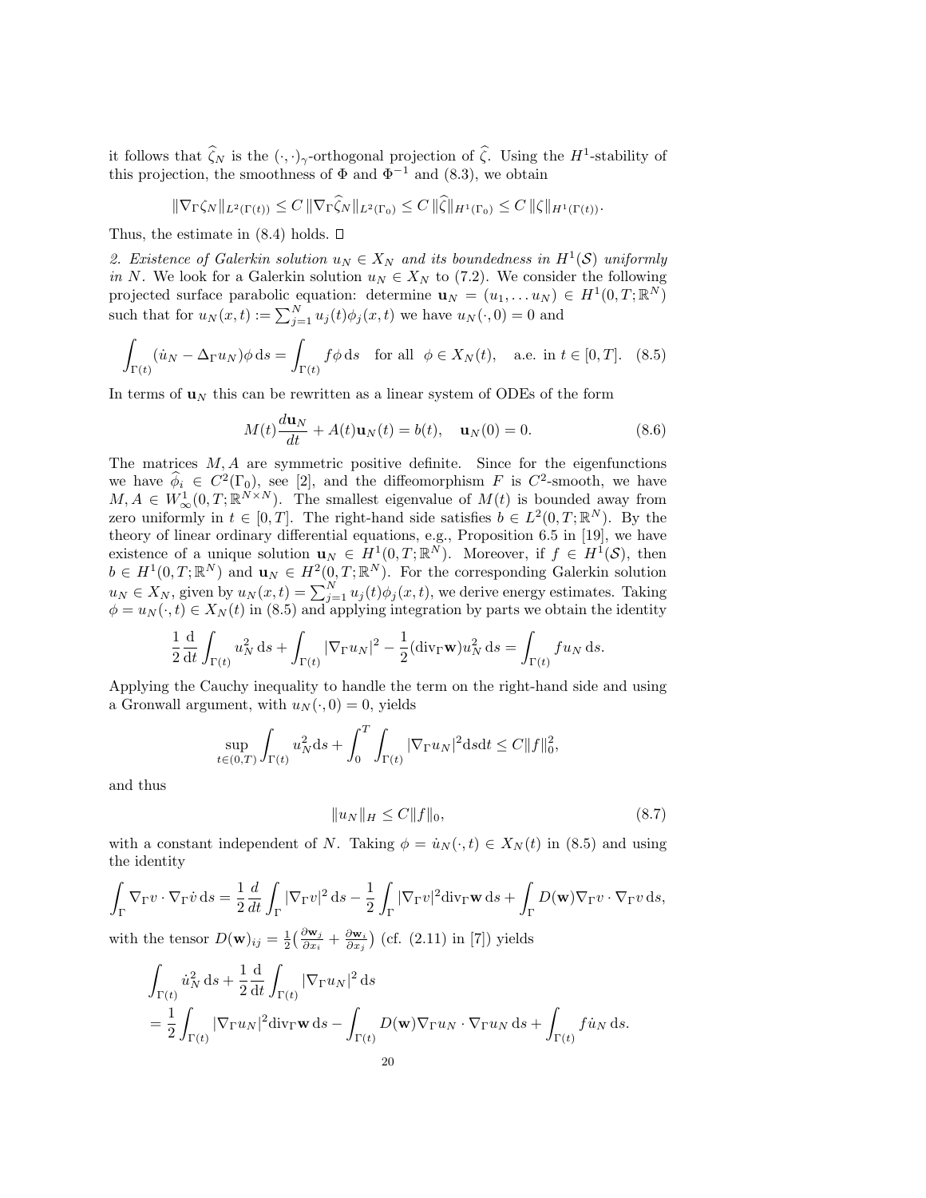it follows that $\widehat{\zeta}_N$ is the $(\cdot,\cdot)_\gamma$-orthogonal projection of $\widehat{\zeta}$. Using the $H^1$-stability of this projection, the smoothness of $\Phi$ and $\Phi^{-1}$ and (8.3), we obtain

$$\|\nabla_\Gamma \zeta_N\|_{L^2(\Gamma(t))} \le C\,\|\nabla_\Gamma \widehat{\zeta}_N\|_{L^2(\Gamma_0)} \le C\,\|\widehat{\zeta}\|_{H^1(\Gamma_0)} \le C\,\|\zeta\|_{H^1(\Gamma(t))}.$$

Thus, the estimate in (8.4) holds. □

*2. Existence of Galerkin solution $u_N \in X_N$ and its boundedness in $H^1(\mathcal{S})$ uniformly in $N$.* We look for a Galerkin solution $u_N \in X_N$ to (7.2). We consider the following projected surface parabolic equation: determine $\mathbf{u}_N = (u_1, \dots u_N) \in H^1(0,T;\mathbb{R}^N)$ such that for $u_N(x,t) := \sum_{j=1}^N u_j(t)\phi_j(x,t)$ we have $u_N(\cdot,0)=0$ and

$$\int_{\Gamma(t)} (\dot{u}_N - \Delta_\Gamma u_N)\phi \,\mathrm{d}s = \int_{\Gamma(t)} f\phi \,\mathrm{d}s \quad \text{for all} \;\; \phi \in X_N(t), \quad \text{a.e. in } t \in [0,T]. \quad (8.5)$$

In terms of $\mathbf{u}_N$ this can be rewritten as a linear system of ODEs of the form

$$M(t)\frac{d\mathbf{u}_N}{dt} + A(t)\mathbf{u}_N(t) = b(t), \quad \mathbf{u}_N(0) = 0. \quad (8.6)$$

The matrices $M, A$ are symmetric positive definite. Since for the eigenfunctions we have $\widehat{\phi}_i \in C^2(\Gamma_0)$, see [2], and the diffeomorphism $F$ is $C^2$-smooth, we have $M, A \in W^1_\infty(0,T;\mathbb{R}^{N\times N})$. The smallest eigenvalue of $M(t)$ is bounded away from zero uniformly in $t \in [0,T]$. The right-hand side satisfies $b \in L^2(0,T;\mathbb{R}^N)$. By the theory of linear ordinary differential equations, e.g., Proposition 6.5 in [19], we have existence of a unique solution $\mathbf{u}_N \in H^1(0,T;\mathbb{R}^N)$. Moreover, if $f \in H^1(\mathcal{S})$, then $b \in H^1(0,T;\mathbb{R}^N)$ and $\mathbf{u}_N \in H^2(0,T;\mathbb{R}^N)$. For the corresponding Galerkin solution $u_N \in X_N$, given by $u_N(x,t) = \sum_{j=1}^N u_j(t)\phi_j(x,t)$, we derive energy estimates. Taking $\phi = u_N(\cdot,t) \in X_N(t)$ in (8.5) and applying integration by parts we obtain the identity

$$\frac{1}{2}\frac{\mathrm{d}}{\mathrm{d}t}\int_{\Gamma(t)} u_N^2 \,\mathrm{d}s + \int_{\Gamma(t)} |\nabla_\Gamma u_N|^2 - \frac{1}{2}(\mathrm{div}_\Gamma \mathbf{w})u_N^2 \,\mathrm{d}s = \int_{\Gamma(t)} f u_N \,\mathrm{d}s.$$

Applying the Cauchy inequality to handle the term on the right-hand side and using a Gronwall argument, with $u_N(\cdot,0)=0$, yields

$$\sup_{t\in(0,T)} \int_{\Gamma(t)} u_N^2 \mathrm{d}s + \int_0^T \int_{\Gamma(t)} |\nabla_\Gamma u_N|^2 \mathrm{d}s\mathrm{d}t \le C\|f\|_0^2,$$

and thus

$$\|u_N\|_H \le C\|f\|_0, \quad (8.7)$$

with a constant independent of $N$. Taking $\phi = \dot{u}_N(\cdot,t) \in X_N(t)$ in (8.5) and using the identity

$$\int_\Gamma \nabla_\Gamma v \cdot \nabla_\Gamma \dot{v} \,\mathrm{d}s = \frac{1}{2}\frac{d}{dt}\int_\Gamma |\nabla_\Gamma v|^2 \,\mathrm{d}s - \frac{1}{2}\int_\Gamma |\nabla_\Gamma v|^2 \mathrm{div}_\Gamma \mathbf{w} \,\mathrm{d}s + \int_\Gamma D(\mathbf{w})\nabla_\Gamma v \cdot \nabla_\Gamma v \,\mathrm{d}s,$$

with the tensor $D(\mathbf{w})_{ij} = \frac{1}{2}\big(\frac{\partial \mathbf{w}_j}{\partial x_i} + \frac{\partial \mathbf{w}_i}{\partial x_j}\big)$ (cf. (2.11) in [7]) yields

$$\begin{aligned}
&\int_{\Gamma(t)} \dot{u}_N^2 \,\mathrm{d}s + \frac{1}{2}\frac{\mathrm{d}}{\mathrm{d}t}\int_{\Gamma(t)} |\nabla_\Gamma u_N|^2 \,\mathrm{d}s \\
&= \frac{1}{2}\int_{\Gamma(t)} |\nabla_\Gamma u_N|^2 \mathrm{div}_\Gamma \mathbf{w} \,\mathrm{d}s - \int_{\Gamma(t)} D(\mathbf{w})\nabla_\Gamma u_N \cdot \nabla_\Gamma u_N \,\mathrm{d}s + \int_{\Gamma(t)} f\dot{u}_N \,\mathrm{d}s.
\end{aligned}$$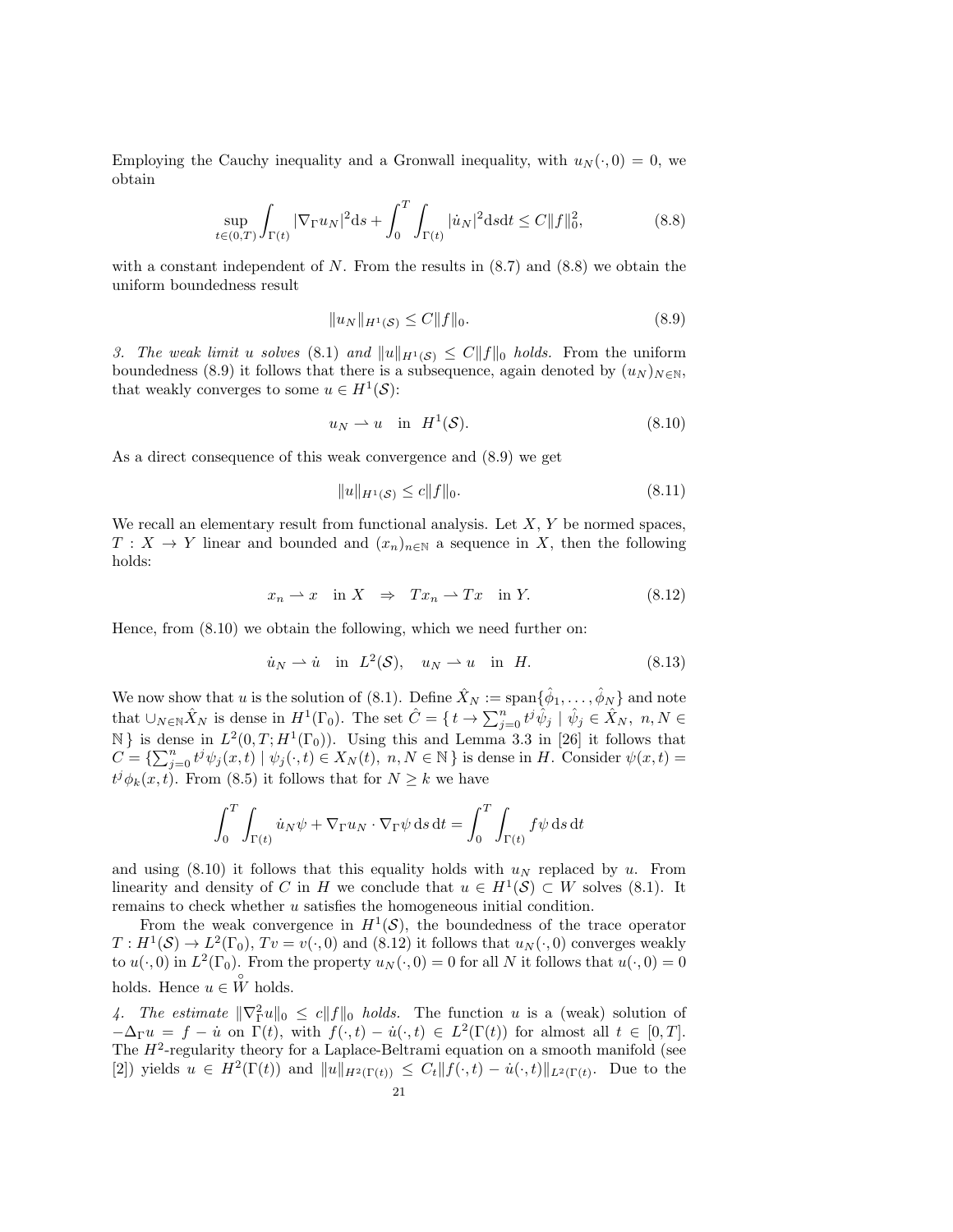Employing the Cauchy inequality and a Gronwall inequality, with $u_N(\cdot,0) = 0$, we obtain

$$\sup_{t\in(0,T)} \int_{\Gamma(t)} |\nabla_\Gamma u_N|^2 \mathrm{d}s + \int_0^T \int_{\Gamma(t)} |\dot{u}_N|^2 \mathrm{d}s\mathrm{d}t \le C\|f\|_0^2, \tag{8.8}$$

with a constant independent of $N$. From the results in (8.7) and (8.8) we obtain the uniform boundedness result

$$\|u_N\|_{H^1(\mathcal{S})} \le C\|f\|_0. \tag{8.9}$$

*3. The weak limit $u$ solves* (8.1) *and $\|u\|_{H^1(\mathcal{S})} \le C\|f\|_0$ holds.* From the uniform boundedness (8.9) it follows that there is a subsequence, again denoted by $(u_N)_{N\in\mathbb{N}}$, that weakly converges to some $u \in H^1(\mathcal{S})$:

$$u_N \rightharpoonup u \quad \text{in} \quad H^1(\mathcal{S}). \tag{8.10}$$

As a direct consequence of this weak convergence and (8.9) we get

$$\|u\|_{H^1(\mathcal{S})} \le c\|f\|_0. \tag{8.11}$$

We recall an elementary result from functional analysis. Let $X$, $Y$ be normed spaces, $T : X \to Y$ linear and bounded and $(x_n)_{n\in\mathbb{N}}$ a sequence in $X$, then the following holds:

$$x_n \rightharpoonup x \quad \text{in } X \quad \Rightarrow \quad Tx_n \rightharpoonup Tx \quad \text{in } Y. \tag{8.12}$$

Hence, from (8.10) we obtain the following, which we need further on:

$$\dot{u}_N \rightharpoonup \dot{u} \quad \text{in} \quad L^2(\mathcal{S}), \quad u_N \rightharpoonup u \quad \text{in} \quad H. \tag{8.13}$$

We now show that $u$ is the solution of (8.1). Define $\hat{X}_N := \operatorname{span}\{\hat{\phi}_1, \ldots, \hat{\phi}_N\}$ and note that $\cup_{N\in\mathbb{N}}\hat{X}_N$ is dense in $H^1(\Gamma_0)$. The set $\hat{C} = \{\, t \to \sum_{j=0}^n t^j \hat{\psi}_j \mid \hat{\psi}_j \in \hat{X}_N,\ n, N \in \mathbb{N}\,\}$ is dense in $L^2(0,T; H^1(\Gamma_0))$. Using this and Lemma 3.3 in [26] it follows that $C = \{\sum_{j=0}^n t^j \psi_j(x,t) \mid \psi_j(\cdot,t) \in X_N(t),\ n, N \in \mathbb{N}\,\}$ is dense in $H$. Consider $\psi(x,t) = t^j\phi_k(x,t)$. From (8.5) it follows that for $N \ge k$ we have

$$\int_0^T \int_{\Gamma(t)} \dot{u}_N \psi + \nabla_\Gamma u_N \cdot \nabla_\Gamma \psi \,\mathrm{d}s\,\mathrm{d}t = \int_0^T \int_{\Gamma(t)} f\psi \,\mathrm{d}s\,\mathrm{d}t$$

and using (8.10) it follows that this equality holds with $u_N$ replaced by $u$. From linearity and density of $C$ in $H$ we conclude that $u \in H^1(\mathcal{S}) \subset W$ solves (8.1). It remains to check whether $u$ satisfies the homogeneous initial condition.

From the weak convergence in $H^1(\mathcal{S})$, the boundedness of the trace operator $T : H^1(\mathcal{S}) \to L^2(\Gamma_0)$, $Tv = v(\cdot,0)$ and (8.12) it follows that $u_N(\cdot,0)$ converges weakly to $u(\cdot,0)$ in $L^2(\Gamma_0)$. From the property $u_N(\cdot,0) = 0$ for all $N$ it follows that $u(\cdot,0) = 0$ holds. Hence $u \in \overset{\circ}{W}$ holds.

*4. The estimate $\|\nabla_\Gamma^2 u\|_0 \le c\|f\|_0$ holds.* The function $u$ is a (weak) solution of $-\Delta_\Gamma u = f - \dot{u}$ on $\Gamma(t)$, with $f(\cdot,t) - \dot{u}(\cdot,t) \in L^2(\Gamma(t))$ for almost all $t \in [0,T]$. The $H^2$-regularity theory for a Laplace-Beltrami equation on a smooth manifold (see [2]) yields $u \in H^2(\Gamma(t))$ and $\|u\|_{H^2(\Gamma(t))} \le C_t\|f(\cdot,t) - \dot{u}(\cdot,t)\|_{L^2(\Gamma(t))}$. Due to the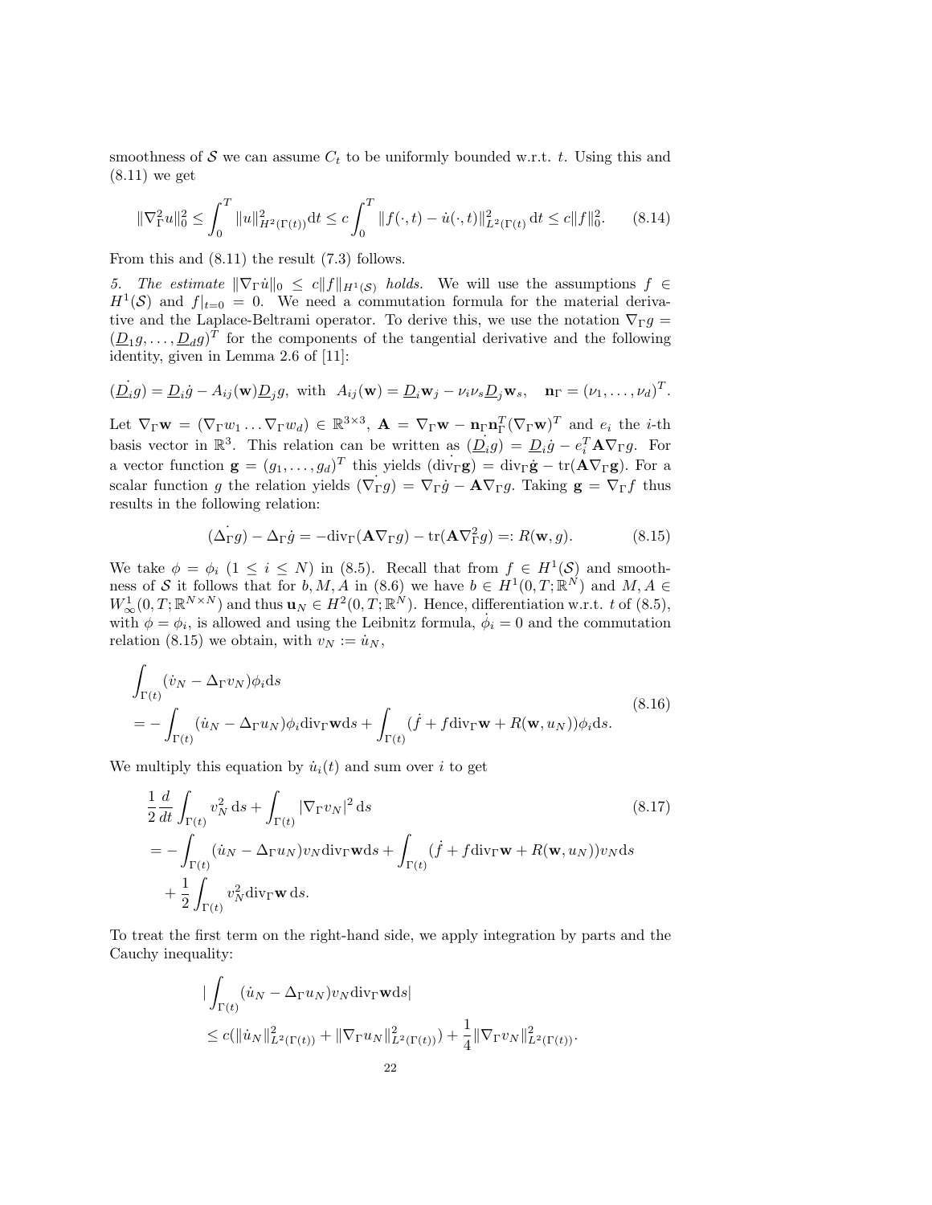smoothness of $\mathcal{S}$ we can assume $C_t$ to be uniformly bounded w.r.t. $t$. Using this and (8.11) we get

$$\|\nabla_\Gamma^2 u\|_0^2 \leq \int_0^T \|u\|_{H^2(\Gamma(t))}^2 \mathrm{d}t \leq c\int_0^T \|f(\cdot,t) - \dot{u}(\cdot,t)\|_{L^2(\Gamma(t)}^2 \,\mathrm{d}t \leq c\|f\|_0^2. \tag{8.14}$$

From this and (8.11) the result (7.3) follows.

5. *The estimate* $\|\nabla_\Gamma \dot{u}\|_0 \leq c\|f\|_{H^1(\mathcal{S})}$ *holds.* We will use the assumptions $f \in H^1(\mathcal{S})$ and $f|_{t=0} = 0$. We need a commutation formula for the material derivative and the Laplace-Beltrami operator. To derive this, we use the notation $\nabla_\Gamma g = (\underline{D}_1 g, \ldots, \underline{D}_d g)^T$ for the components of the tangential derivative and the following identity, given in Lemma 2.6 of [11]:

$$\dot{(\underline{D}_i g)} = \underline{D}_i \dot{g} - A_{ij}(\mathbf{w})\underline{D}_j g, \text{ with } A_{ij}(\mathbf{w}) = \underline{D}_i \mathbf{w}_j - \nu_i \nu_s \underline{D}_j \mathbf{w}_s, \quad \mathbf{n}_\Gamma = (\nu_1, \ldots, \nu_d)^T.$$

Let $\nabla_\Gamma \mathbf{w} = (\nabla_\Gamma w_1 \ldots \nabla_\Gamma w_d) \in \mathbb{R}^{3\times 3}$, $\mathbf{A} = \nabla_\Gamma \mathbf{w} - \mathbf{n}_\Gamma \mathbf{n}_\Gamma^T (\nabla_\Gamma \mathbf{w})^T$ and $e_i$ the $i$-th basis vector in $\mathbb{R}^3$. This relation can be written as $\dot{(\underline{D}_i g)} = \underline{D}_i \dot{g} - e_i^T \mathbf{A} \nabla_\Gamma g$. For a vector function $\mathbf{g} = (g_1, \ldots, g_d)^T$ this yields $\dot{(\mathrm{div}_\Gamma \mathbf{g})} = \mathrm{div}_\Gamma \dot{\mathbf{g}} - \mathrm{tr}(\mathbf{A}\nabla_\Gamma \mathbf{g})$. For a scalar function $g$ the relation yields $\dot{(\nabla_\Gamma g)} = \nabla_\Gamma \dot{g} - \mathbf{A}\nabla_\Gamma g$. Taking $\mathbf{g} = \nabla_\Gamma f$ thus results in the following relation:

$$\dot{(\Delta_\Gamma g)} - \Delta_\Gamma \dot{g} = -\mathrm{div}_\Gamma(\mathbf{A}\nabla_\Gamma g) - \mathrm{tr}(\mathbf{A}\nabla_\Gamma^2 g) =: R(\mathbf{w}, g). \tag{8.15}$$

We take $\phi = \phi_i$ $(1 \leq i \leq N)$ in (8.5). Recall that from $f \in H^1(\mathcal{S})$ and smoothness of $\mathcal{S}$ it follows that for $b, M, A$ in (8.6) we have $b \in H^1(0,T;\mathbb{R}^N)$ and $M, A \in W^1_\infty(0,T;\mathbb{R}^{N\times N})$ and thus $\mathbf{u}_N \in H^2(0,T;\mathbb{R}^N)$. Hence, differentiation w.r.t. $t$ of (8.5), with $\phi = \phi_i$, is allowed and using the Leibnitz formula, $\dot{\phi}_i = 0$ and the commutation relation (8.15) we obtain, with $v_N := \dot{u}_N$,

$$\begin{aligned}
&\int_{\Gamma(t)} (\dot{v}_N - \Delta_\Gamma v_N)\phi_i \mathrm{d}s \\
&= -\int_{\Gamma(t)} (\dot{u}_N - \Delta_\Gamma u_N)\phi_i \mathrm{div}_\Gamma \mathbf{w} \mathrm{d}s + \int_{\Gamma(t)} (\dot{f} + f\mathrm{div}_\Gamma \mathbf{w} + R(\mathbf{w}, u_N))\phi_i \mathrm{d}s.
\end{aligned} \tag{8.16}$$

We multiply this equation by $\dot{u}_i(t)$ and sum over $i$ to get

$$\begin{aligned}
&\frac{1}{2}\frac{d}{dt}\int_{\Gamma(t)} v_N^2 \,\mathrm{d}s + \int_{\Gamma(t)} |\nabla_\Gamma v_N|^2 \,\mathrm{d}s \\
&= -\int_{\Gamma(t)} (\dot{u}_N - \Delta_\Gamma u_N) v_N \mathrm{div}_\Gamma \mathbf{w} \mathrm{d}s + \int_{\Gamma(t)} (\dot{f} + f\mathrm{div}_\Gamma \mathbf{w} + R(\mathbf{w}, u_N)) v_N \mathrm{d}s \\
&\quad + \frac{1}{2}\int_{\Gamma(t)} v_N^2 \mathrm{div}_\Gamma \mathbf{w} \,\mathrm{d}s.
\end{aligned} \tag{8.17}$$

To treat the first term on the right-hand side, we apply integration by parts and the Cauchy inequality:

$$\begin{aligned}
&\Big|\int_{\Gamma(t)} (\dot{u}_N - \Delta_\Gamma u_N) v_N \mathrm{div}_\Gamma \mathbf{w} \mathrm{d}s\Big| \\
&\leq c(\|\dot{u}_N\|_{L^2(\Gamma(t))}^2 + \|\nabla_\Gamma u_N\|_{L^2(\Gamma(t))}^2) + \frac{1}{4}\|\nabla_\Gamma v_N\|_{L^2(\Gamma(t))}^2.
\end{aligned}$$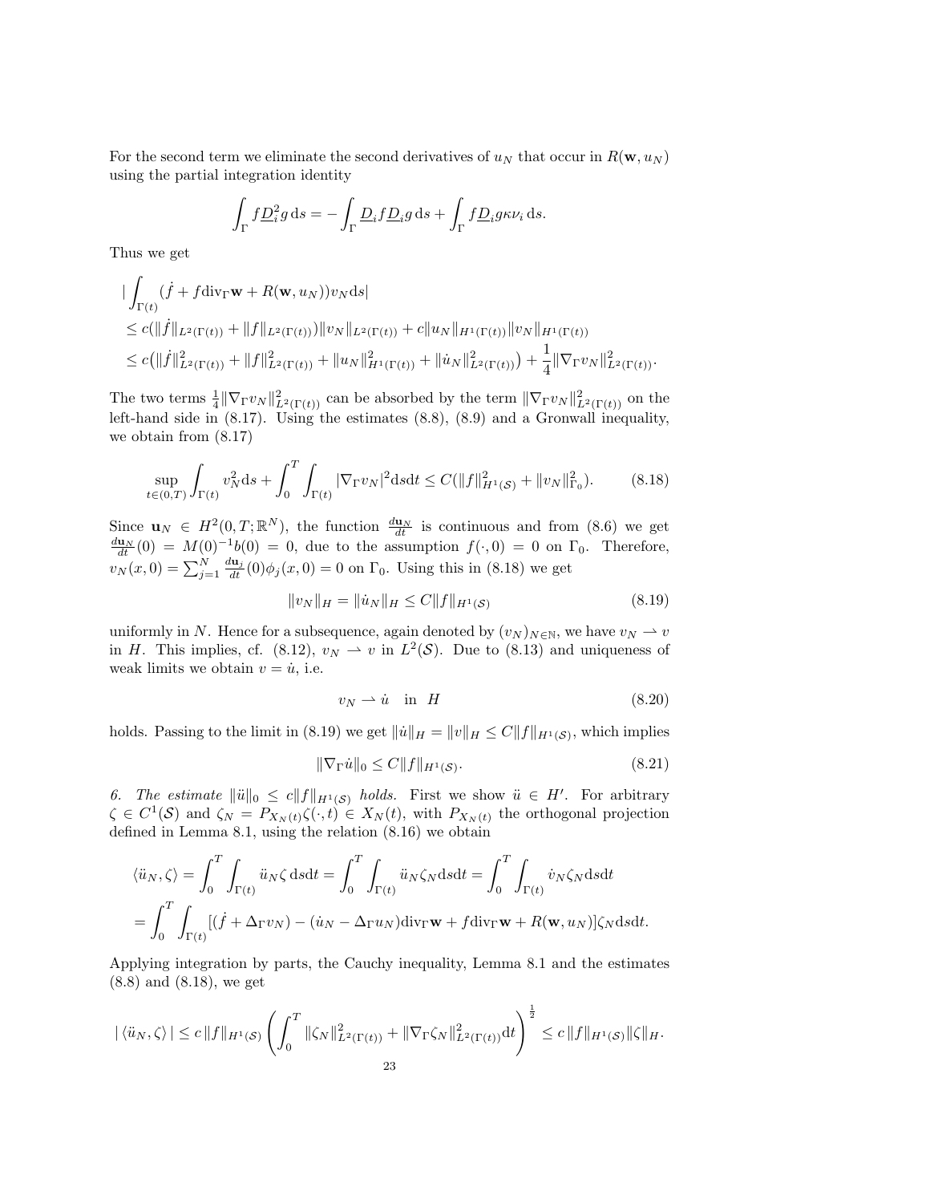For the second term we eliminate the second derivatives of $u_N$ that occur in $R(\mathbf{w}, u_N)$ using the partial integration identity

$$\int_\Gamma f \underline{D}_i^2 g \,\mathrm{d}s = -\int_\Gamma \underline{D}_i f \underline{D}_i g \,\mathrm{d}s + \int_\Gamma f \underline{D}_i g \kappa \nu_i \,\mathrm{d}s.$$

Thus we get

$$\begin{aligned}
&|\int_{\Gamma(t)} (\dot{f} + f \mathrm{div}_\Gamma \mathbf{w} + R(\mathbf{w}, u_N)) v_N \mathrm{d}s| \\
&\leq c(\|\dot{f}\|_{L^2(\Gamma(t))} + \|f\|_{L^2(\Gamma(t))}) \|v_N\|_{L^2(\Gamma(t))} + c\|u_N\|_{H^1(\Gamma(t))} \|v_N\|_{H^1(\Gamma(t))} \\
&\leq c\big(\|\dot{f}\|^2_{L^2(\Gamma(t))} + \|f\|^2_{L^2(\Gamma(t))} + \|u_N\|^2_{H^1(\Gamma(t))} + \|\dot{u}_N\|^2_{L^2(\Gamma(t))}\big) + \frac{1}{4}\|\nabla_\Gamma v_N\|^2_{L^2(\Gamma(t))}.
\end{aligned}$$

The two terms $\frac{1}{4}\|\nabla_\Gamma v_N\|^2_{L^2(\Gamma(t))}$ can be absorbed by the term $\|\nabla_\Gamma v_N\|^2_{L^2(\Gamma(t))}$ on the left-hand side in (8.17). Using the estimates (8.8), (8.9) and a Gronwall inequality, we obtain from (8.17)

$$\sup_{t\in(0,T)} \int_{\Gamma(t)} v_N^2 \mathrm{d}s + \int_0^T \int_{\Gamma(t)} |\nabla_\Gamma v_N|^2 \mathrm{d}s\mathrm{d}t \leq C(\|f\|^2_{H^1(\mathcal{S})} + \|v_N\|^2_{\Gamma_0}). \tag{8.18}$$

Since $\mathbf{u}_N \in H^2(0,T;\mathbb{R}^N)$, the function $\frac{d\mathbf{u}_N}{dt}$ is continuous and from (8.6) we get $\frac{d\mathbf{u}_N}{dt}(0) = M(0)^{-1}b(0) = 0$, due to the assumption $f(\cdot, 0) = 0$ on $\Gamma_0$. Therefore, $v_N(x,0) = \sum_{j=1}^N \frac{d\mathbf{u}_j}{dt}(0)\phi_j(x,0) = 0$ on $\Gamma_0$. Using this in (8.18) we get

$$\|v_N\|_H = \|\dot{u}_N\|_H \leq C\|f\|_{H^1(\mathcal{S})} \tag{8.19}$$

uniformly in $N$. Hence for a subsequence, again denoted by $(v_N)_{N\in\mathbb{N}}$, we have $v_N \rightharpoonup v$ in $H$. This implies, cf. (8.12), $v_N \rightharpoonup v$ in $L^2(\mathcal{S})$. Due to (8.13) and uniqueness of weak limits we obtain $v = \dot{u}$, i.e.

$$v_N \rightharpoonup \dot{u} \quad \text{in} \quad H \tag{8.20}$$

holds. Passing to the limit in (8.19) we get $\|\dot{u}\|_H = \|v\|_H \leq C\|f\|_{H^1(\mathcal{S})}$, which implies

$$\|\nabla_\Gamma \dot{u}\|_0 \leq C\|f\|_{H^1(\mathcal{S})}. \tag{8.21}$$

*6. The estimate $\|\ddot{u}\|_0 \leq c\|f\|_{H^1(\mathcal{S})}$ holds.* First we show $\ddot{u} \in H'$. For arbitrary $\zeta \in C^1(\mathcal{S})$ and $\zeta_N = P_{X_N(t)}\zeta(\cdot,t) \in X_N(t)$, with $P_{X_N(t)}$ the orthogonal projection defined in Lemma 8.1, using the relation (8.16) we obtain

$$\begin{aligned}
\langle \ddot{u}_N, \zeta \rangle &= \int_0^T \int_{\Gamma(t)} \ddot{u}_N \zeta \,\mathrm{d}s\mathrm{d}t = \int_0^T \int_{\Gamma(t)} \ddot{u}_N \zeta_N \mathrm{d}s\mathrm{d}t = \int_0^T \int_{\Gamma(t)} \dot{v}_N \zeta_N \mathrm{d}s\mathrm{d}t \\
&= \int_0^T \int_{\Gamma(t)} [(\dot{f} + \Delta_\Gamma v_N) - (\dot{u}_N - \Delta_\Gamma u_N)\mathrm{div}_\Gamma \mathbf{w} + f\mathrm{div}_\Gamma \mathbf{w} + R(\mathbf{w}, u_N)]\zeta_N \mathrm{d}s\mathrm{d}t.
\end{aligned}$$

Applying integration by parts, the Cauchy inequality, Lemma 8.1 and the estimates (8.8) and (8.18), we get

$$|\langle \ddot{u}_N, \zeta \rangle| \leq c\|f\|_{H^1(\mathcal{S})} \left(\int_0^T \|\zeta_N\|^2_{L^2(\Gamma(t))} + \|\nabla_\Gamma \zeta_N\|^2_{L^2(\Gamma(t))} \mathrm{d}t\right)^{\frac{1}{2}} \leq c\|f\|_{H^1(\mathcal{S})}\|\zeta\|_H.$$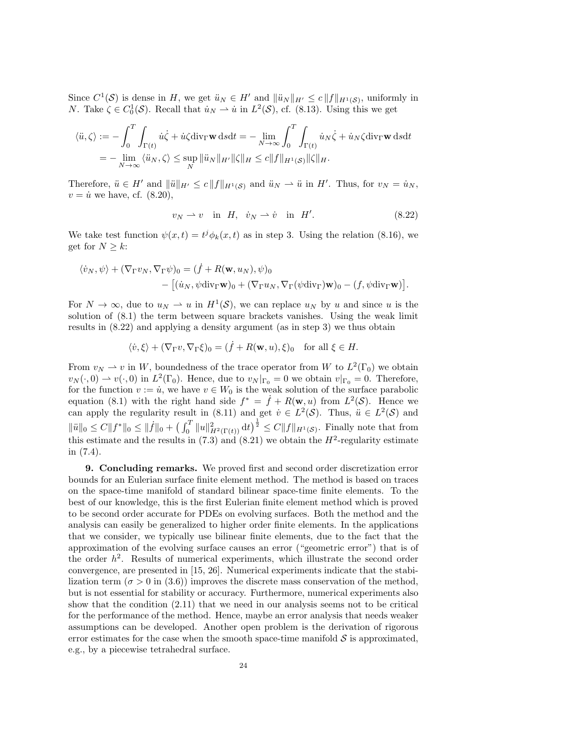Since $C^1(\mathcal{S})$ is dense in $H$, we get $\ddot{u}_N \in H'$ and $\|\ddot{u}_N\|_{H'} \leq c\,\|f\|_{H^1(\mathcal{S})}$, uniformly in $N$. Take $\zeta \in C_0^1(\mathcal{S})$. Recall that $\dot{u}_N \rightharpoonup \dot{u}$ in $L^2(\mathcal{S})$, cf. (8.13). Using this we get

$$
\begin{aligned}
\langle \ddot{u}, \zeta \rangle &:= -\int_0^T \int_{\Gamma(t)} \dot{u}\dot{\zeta} + \dot{u}\zeta \mathrm{div}_\Gamma \mathbf{w}\, \mathrm{d}s\mathrm{d}t = -\lim_{N\to\infty} \int_0^T \int_{\Gamma(t)} \dot{u}_N\dot{\zeta} + \dot{u}_N\zeta \mathrm{div}_\Gamma \mathbf{w}\, \mathrm{d}s\mathrm{d}t \\
&= -\lim_{N\to\infty} \langle \ddot{u}_N, \zeta \rangle \leq \sup_N \|\ddot{u}_N\|_{H'} \|\zeta\|_H \leq c\|f\|_{H^1(\mathcal{S})}\|\zeta\|_H.
\end{aligned}
$$

Therefore, $\ddot{u} \in H'$ and $\|\ddot{u}\|_{H'} \leq c\,\|f\|_{H^1(\mathcal{S})}$ and $\ddot{u}_N \rightharpoonup \ddot{u}$ in $H'$. Thus, for $v_N = \dot{u}_N$, $v = \dot{u}$ we have, cf. (8.20),

$$
v_N \rightharpoonup v \quad \text{in } H, \quad \dot{v}_N \rightharpoonup \dot{v} \quad \text{in } H'. \tag{8.22}
$$

We take test function $\psi(x,t) = t^j\phi_k(x,t)$ as in step 3. Using the relation (8.16), we get for $N \geq k$:

$$
\begin{aligned}
\langle \dot{v}_N, \psi \rangle + (\nabla_\Gamma v_N, \nabla_\Gamma \psi)_0 = (\dot{f} + R(\mathbf{w}, u_N), \psi)_0 \\
- \big[(\dot{u}_N, \psi \mathrm{div}_\Gamma \mathbf{w})_0 + (\nabla_\Gamma u_N, \nabla_\Gamma(\psi \mathrm{div}_\Gamma)\mathbf{w})_0 - (f, \psi \mathrm{div}_\Gamma \mathbf{w})\big].
\end{aligned}
$$

For $N \to \infty$, due to $u_N \rightharpoonup u$ in $H^1(\mathcal{S})$, we can replace $u_N$ by $u$ and since $u$ is the solution of (8.1) the term between square brackets vanishes. Using the weak limit results in (8.22) and applying a density argument (as in step 3) we thus obtain

$$
\langle \dot{v}, \xi \rangle + (\nabla_\Gamma v, \nabla_\Gamma \xi)_0 = (\dot{f} + R(\mathbf{w}, u), \xi)_0 \quad \text{for all } \xi \in H.
$$

From $v_N \rightharpoonup v$ in $W$, boundedness of the trace operator from $W$ to $L^2(\Gamma_0)$ we obtain $v_N(\cdot, 0) \rightharpoonup v(\cdot, 0)$ in $L^2(\Gamma_0)$. Hence, due to $v_N|_{\Gamma_0} = 0$ we obtain $v|_{\Gamma_0} = 0$. Therefore, for the function $v := \dot{u}$, we have $v \in W_0$ is the weak solution of the surface parabolic equation (8.1) with the right hand side $f^* = \dot{f} + R(\mathbf{w}, u)$ from $L^2(\mathcal{S})$. Hence we can apply the regularity result in (8.11) and get $\dot{v} \in L^2(\mathcal{S})$. Thus, $\ddot{u} \in L^2(\mathcal{S})$ and $\|\ddot{u}\|_0 \leq C\|f^*\|_0 \leq \|\dot{f}\|_0 + \big(\int_0^T \|u\|^2_{H^2(\Gamma(t))}\,\mathrm{d}t\big)^{\frac{1}{2}} \leq C\|f\|_{H^1(\mathcal{S})}$. Finally note that from this estimate and the results in (7.3) and (8.21) we obtain the $H^2$-regularity estimate in (7.4).

**9. Concluding remarks.** We proved first and second order discretization error bounds for an Eulerian surface finite element method. The method is based on traces on the space-time manifold of standard bilinear space-time finite elements. To the best of our knowledge, this is the first Eulerian finite element method which is proved to be second order accurate for PDEs on evolving surfaces. Both the method and the analysis can easily be generalized to higher order finite elements. In the applications that we consider, we typically use bilinear finite elements, due to the fact that the approximation of the evolving surface causes an error ("geometric error") that is of the order $h^2$. Results of numerical experiments, which illustrate the second order convergence, are presented in [15, 26]. Numerical experiments indicate that the stabilization term ($\sigma > 0$ in (3.6)) improves the discrete mass conservation of the method, but is not essential for stability or accuracy. Furthermore, numerical experiments also show that the condition (2.11) that we need in our analysis seems not to be critical for the performance of the method. Hence, maybe an error analysis that needs weaker assumptions can be developed. Another open problem is the derivation of rigorous error estimates for the case when the smooth space-time manifold $\mathcal{S}$ is approximated, e.g., by a piecewise tetrahedral surface.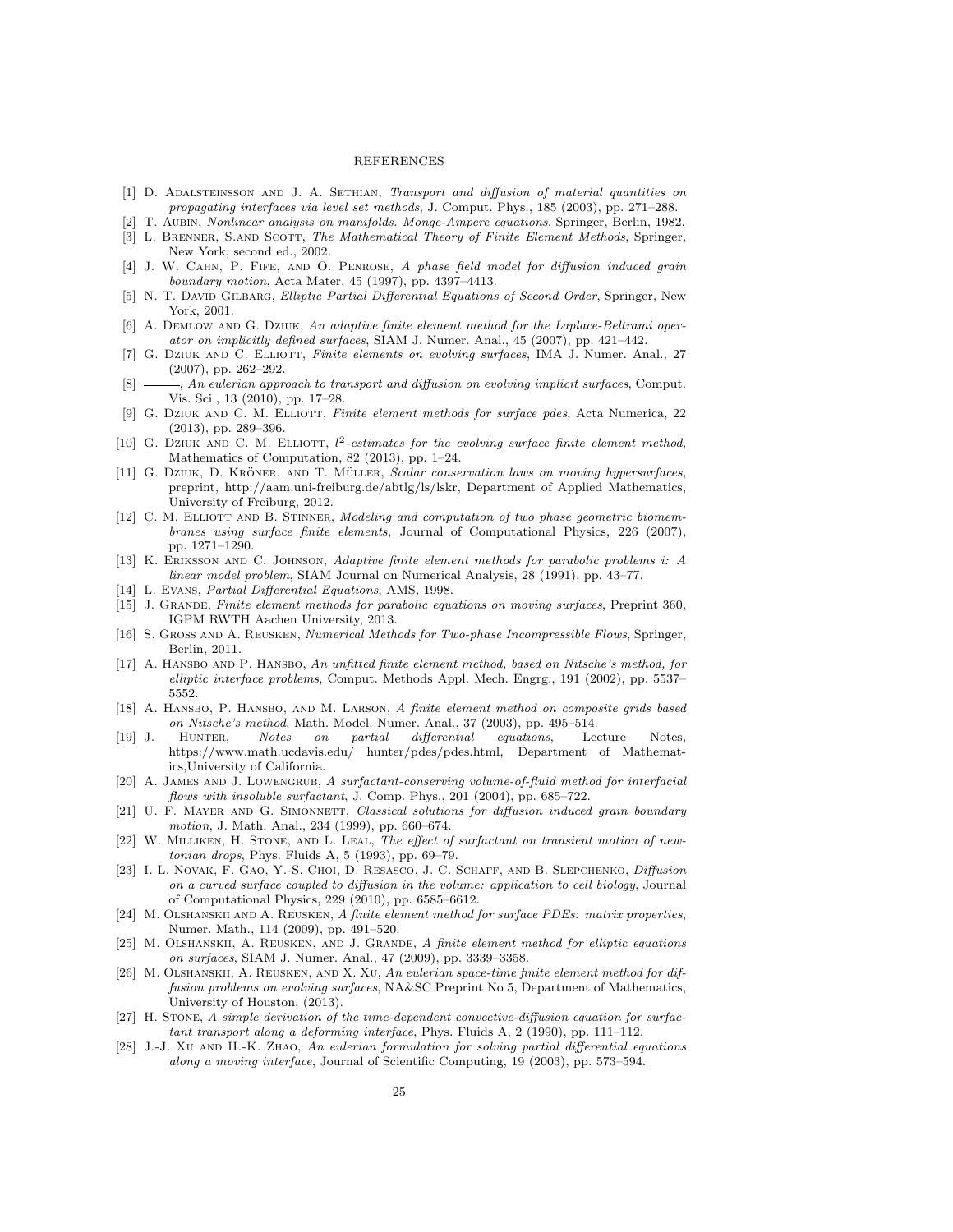## REFERENCES

[1] D. Adalsteinsson and J. A. Sethian, *Transport and diffusion of material quantities on propagating interfaces via level set methods*, J. Comput. Phys., 185 (2003), pp. 271–288.

[2] T. Aubin, *Nonlinear analysis on manifolds. Monge-Ampere equations*, Springer, Berlin, 1982.

[3] L. Brenner, S.and Scott, *The Mathematical Theory of Finite Element Methods*, Springer, New York, second ed., 2002.

[4] J. W. Cahn, P. Fife, and O. Penrose, *A phase field model for diffusion induced grain boundary motion*, Acta Mater, 45 (1997), pp. 4397–4413.

[5] N. T. David Gilbarg, *Elliptic Partial Differential Equations of Second Order*, Springer, New York, 2001.

[6] A. Demlow and G. Dziuk, *An adaptive finite element method for the Laplace-Beltrami operator on implicitly defined surfaces*, SIAM J. Numer. Anal., 45 (2007), pp. 421–442.

[7] G. Dziuk and C. Elliott, *Finite elements on evolving surfaces*, IMA J. Numer. Anal., 27 (2007), pp. 262–292.

[8] ———, *An eulerian approach to transport and diffusion on evolving implicit surfaces*, Comput. Vis. Sci., 13 (2010), pp. 17–28.

[9] G. Dziuk and C. M. Elliott, *Finite element methods for surface pdes*, Acta Numerica, 22 (2013), pp. 289–396.

[10] G. Dziuk and C. M. Elliott, *$l^2$-estimates for the evolving surface finite element method*, Mathematics of Computation, 82 (2013), pp. 1–24.

[11] G. Dziuk, D. Kröner, and T. Müller, *Scalar conservation laws on moving hypersurfaces*, preprint, http://aam.uni-freiburg.de/abtlg/ls/lskr, Department of Applied Mathematics, University of Freiburg, 2012.

[12] C. M. Elliott and B. Stinner, *Modeling and computation of two phase geometric biomembranes using surface finite elements*, Journal of Computational Physics, 226 (2007), pp. 1271–1290.

[13] K. Eriksson and C. Johnson, *Adaptive finite element methods for parabolic problems i: A linear model problem*, SIAM Journal on Numerical Analysis, 28 (1991), pp. 43–77.

[14] L. Evans, *Partial Differential Equations*, AMS, 1998.

[15] J. Grande, *Finite element methods for parabolic equations on moving surfaces*, Preprint 360, IGPM RWTH Aachen University, 2013.

[16] S. Gross and A. Reusken, *Numerical Methods for Two-phase Incompressible Flows*, Springer, Berlin, 2011.

[17] A. Hansbo and P. Hansbo, *An unfitted finite element method, based on Nitsche's method, for elliptic interface problems*, Comput. Methods Appl. Mech. Engrg., 191 (2002), pp. 5537–5552.

[18] A. Hansbo, P. Hansbo, and M. Larson, *A finite element method on composite grids based on Nitsche's method*, Math. Model. Numer. Anal., 37 (2003), pp. 495–514.

[19] J. Hunter, *Notes on partial differential equations*, Lecture Notes, https://www.math.ucdavis.edu/ hunter/pdes/pdes.html, Department of Mathematics,University of California.

[20] A. James and J. Lowengrub, *A surfactant-conserving volume-of-fluid method for interfacial flows with insoluble surfactant*, J. Comp. Phys., 201 (2004), pp. 685–722.

[21] U. F. Mayer and G. Simonnett, *Classical solutions for diffusion induced grain boundary motion*, J. Math. Anal., 234 (1999), pp. 660–674.

[22] W. Milliken, H. Stone, and L. Leal, *The effect of surfactant on transient motion of newtonian drops*, Phys. Fluids A, 5 (1993), pp. 69–79.

[23] I. L. Novak, F. Gao, Y.-S. Choi, D. Resasco, J. C. Schaff, and B. Slepchenko, *Diffusion on a curved surface coupled to diffusion in the volume: application to cell biology*, Journal of Computational Physics, 229 (2010), pp. 6585–6612.

[24] M. Olshanskii and A. Reusken, *A finite element method for surface PDEs: matrix properties*, Numer. Math., 114 (2009), pp. 491–520.

[25] M. Olshanskii, A. Reusken, and J. Grande, *A finite element method for elliptic equations on surfaces*, SIAM J. Numer. Anal., 47 (2009), pp. 3339–3358.

[26] M. Olshanskii, A. Reusken, and X. Xu, *An eulerian space-time finite element method for diffusion problems on evolving surfaces*, NA&SC Preprint No 5, Department of Mathematics, University of Houston, (2013).

[27] H. Stone, *A simple derivation of the time-dependent convective-diffusion equation for surfactant transport along a deforming interface*, Phys. Fluids A, 2 (1990), pp. 111–112.

[28] J.-J. Xu and H.-K. Zhao, *An eulerian formulation for solving partial differential equations along a moving interface*, Journal of Scientific Computing, 19 (2003), pp. 573–594.